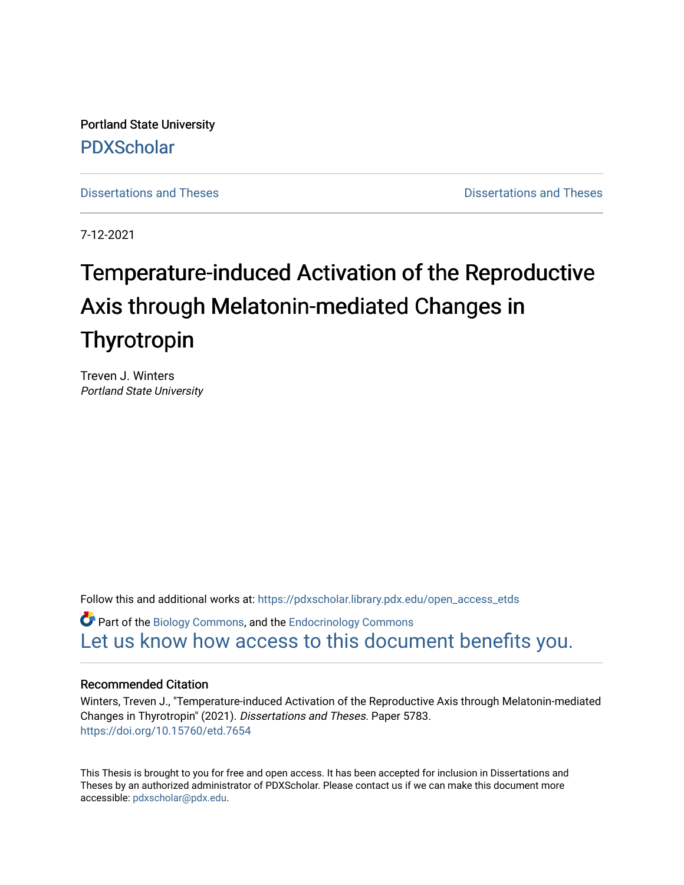Portland State University

PDXScholar

Dissertations and Theses | Dissertations and Theses

7-12-2021

# Temperature-induced Activation of the Reproductive Axis through Melatonin-mediated Changes in Thyrotropin

Treven J. Winters
*Portland State University*

Follow this and additional works at: https://pdxscholar.library.pdx.edu/open_access_etds

Part of the Biology Commons, and the Endocrinology Commons

Let us know how access to this document benefits you.

## Recommended Citation

Winters, Treven J., "Temperature-induced Activation of the Reproductive Axis through Melatonin-mediated Changes in Thyrotropin" (2021). *Dissertations and Theses.* Paper 5783.
https://doi.org/10.15760/etd.7654

This Thesis is brought to you for free and open access. It has been accepted for inclusion in Dissertations and Theses by an authorized administrator of PDXScholar. Please contact us if we can make this document more accessible: pdxscholar@pdx.edu.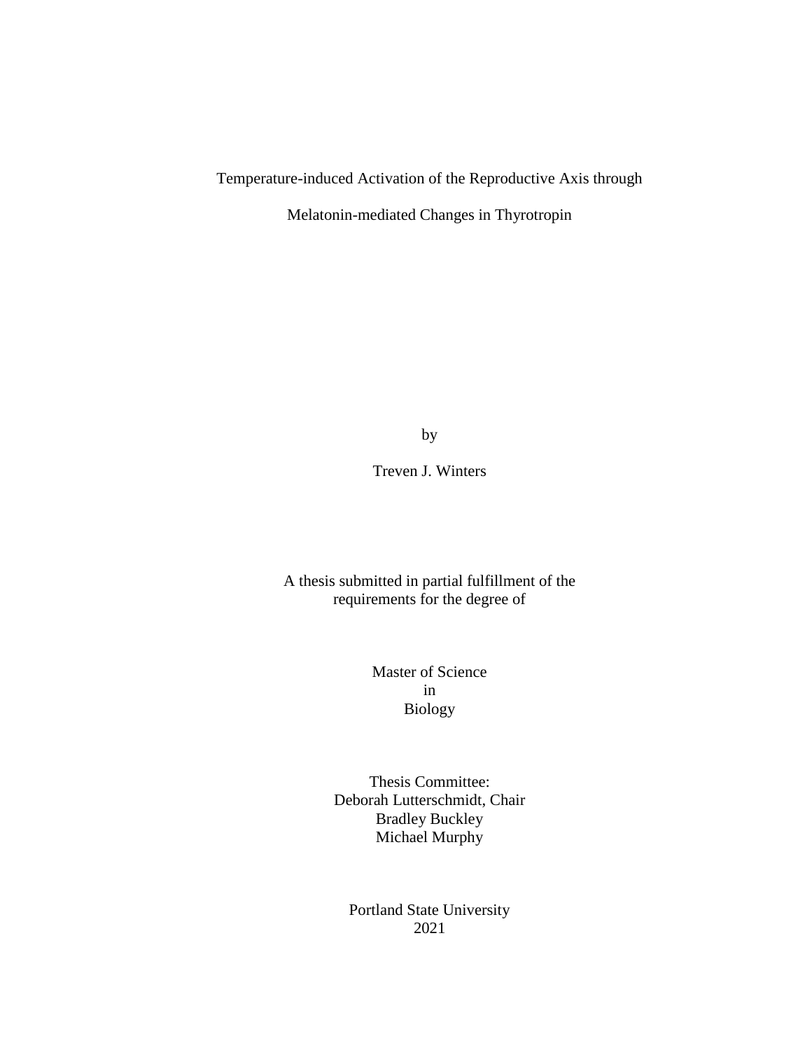# Temperature-induced Activation of the Reproductive Axis through Melatonin-mediated Changes in Thyrotropin

by

Treven J. Winters

A thesis submitted in partial fulfillment of the requirements for the degree of

Master of Science
in
Biology

Thesis Committee:
Deborah Lutterschmidt, Chair
Bradley Buckley
Michael Murphy

Portland State University
2021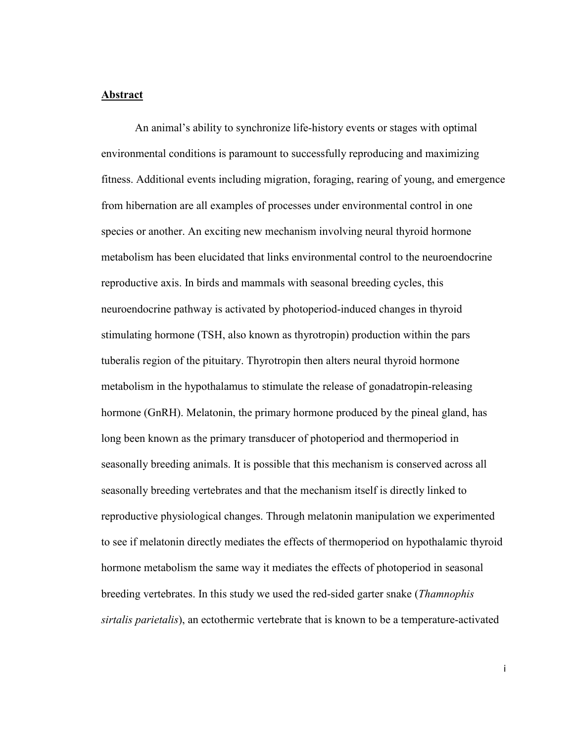## Abstract

An animal's ability to synchronize life-history events or stages with optimal environmental conditions is paramount to successfully reproducing and maximizing fitness. Additional events including migration, foraging, rearing of young, and emergence from hibernation are all examples of processes under environmental control in one species or another. An exciting new mechanism involving neural thyroid hormone metabolism has been elucidated that links environmental control to the neuroendocrine reproductive axis. In birds and mammals with seasonal breeding cycles, this neuroendocrine pathway is activated by photoperiod-induced changes in thyroid stimulating hormone (TSH, also known as thyrotropin) production within the pars tuberalis region of the pituitary. Thyrotropin then alters neural thyroid hormone metabolism in the hypothalamus to stimulate the release of gonadatropin-releasing hormone (GnRH). Melatonin, the primary hormone produced by the pineal gland, has long been known as the primary transducer of photoperiod and thermoperiod in seasonally breeding animals. It is possible that this mechanism is conserved across all seasonally breeding vertebrates and that the mechanism itself is directly linked to reproductive physiological changes. Through melatonin manipulation we experimented to see if melatonin directly mediates the effects of thermoperiod on hypothalamic thyroid hormone metabolism the same way it mediates the effects of photoperiod in seasonal breeding vertebrates. In this study we used the red-sided garter snake (*Thamnophis sirtalis parietalis*), an ectothermic vertebrate that is known to be a temperature-activated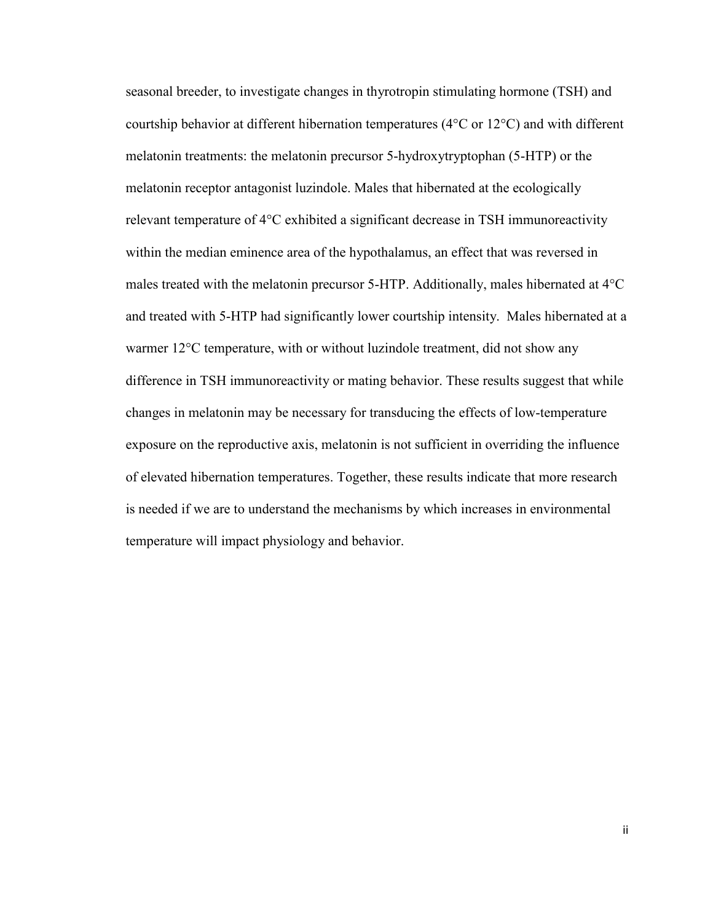seasonal breeder, to investigate changes in thyrotropin stimulating hormone (TSH) and courtship behavior at different hibernation temperatures (4°C or 12°C) and with different melatonin treatments: the melatonin precursor 5-hydroxytryptophan (5-HTP) or the melatonin receptor antagonist luzindole. Males that hibernated at the ecologically relevant temperature of 4°C exhibited a significant decrease in TSH immunoreactivity within the median eminence area of the hypothalamus, an effect that was reversed in males treated with the melatonin precursor 5-HTP. Additionally, males hibernated at 4°C and treated with 5-HTP had significantly lower courtship intensity. Males hibernated at a warmer 12°C temperature, with or without luzindole treatment, did not show any difference in TSH immunoreactivity or mating behavior. These results suggest that while changes in melatonin may be necessary for transducing the effects of low-temperature exposure on the reproductive axis, melatonin is not sufficient in overriding the influence of elevated hibernation temperatures. Together, these results indicate that more research is needed if we are to understand the mechanisms by which increases in environmental temperature will impact physiology and behavior.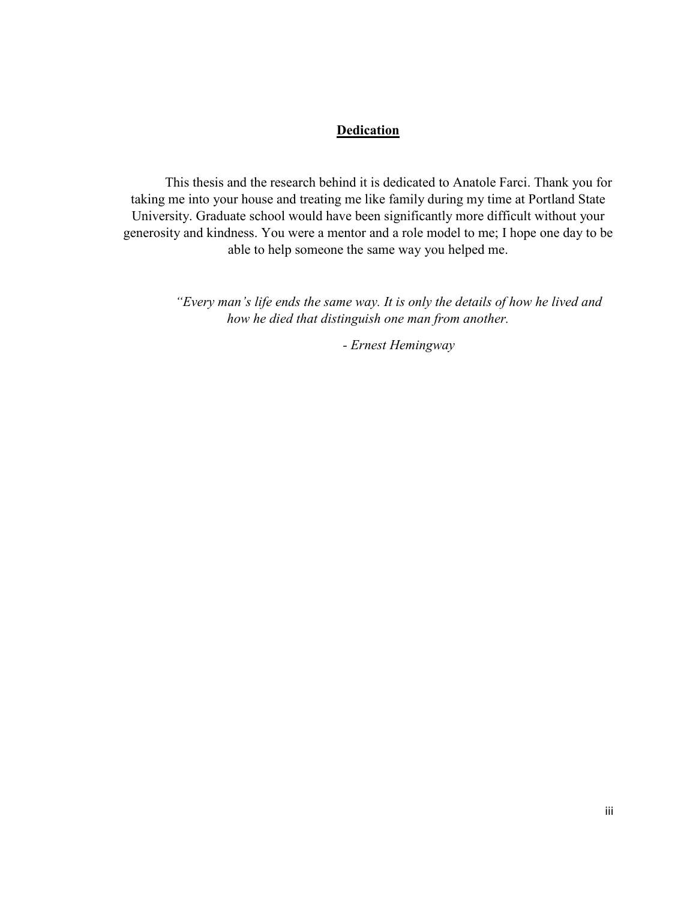## Dedication

This thesis and the research behind it is dedicated to Anatole Farci. Thank you for taking me into your house and treating me like family during my time at Portland State University. Graduate school would have been significantly more difficult without your generosity and kindness. You were a mentor and a role model to me; I hope one day to be able to help someone the same way you helped me.

*"Every man's life ends the same way. It is only the details of how he lived and how he died that distinguish one man from another.*

*- Ernest Hemingway*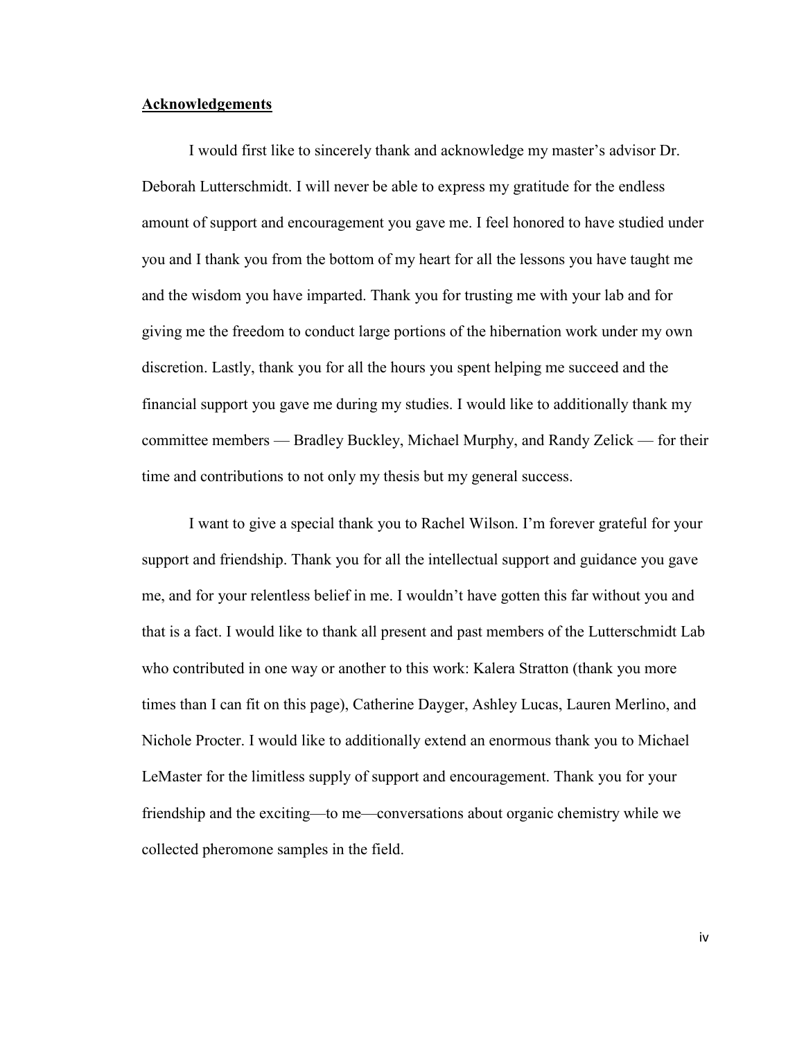## Acknowledgements

I would first like to sincerely thank and acknowledge my master's advisor Dr. Deborah Lutterschmidt. I will never be able to express my gratitude for the endless amount of support and encouragement you gave me. I feel honored to have studied under you and I thank you from the bottom of my heart for all the lessons you have taught me and the wisdom you have imparted. Thank you for trusting me with your lab and for giving me the freedom to conduct large portions of the hibernation work under my own discretion. Lastly, thank you for all the hours you spent helping me succeed and the financial support you gave me during my studies. I would like to additionally thank my committee members — Bradley Buckley, Michael Murphy, and Randy Zelick — for their time and contributions to not only my thesis but my general success.

I want to give a special thank you to Rachel Wilson. I'm forever grateful for your support and friendship. Thank you for all the intellectual support and guidance you gave me, and for your relentless belief in me. I wouldn't have gotten this far without you and that is a fact. I would like to thank all present and past members of the Lutterschmidt Lab who contributed in one way or another to this work: Kalera Stratton (thank you more times than I can fit on this page), Catherine Dayger, Ashley Lucas, Lauren Merlino, and Nichole Procter. I would like to additionally extend an enormous thank you to Michael LeMaster for the limitless supply of support and encouragement. Thank you for your friendship and the exciting—to me—conversations about organic chemistry while we collected pheromone samples in the field.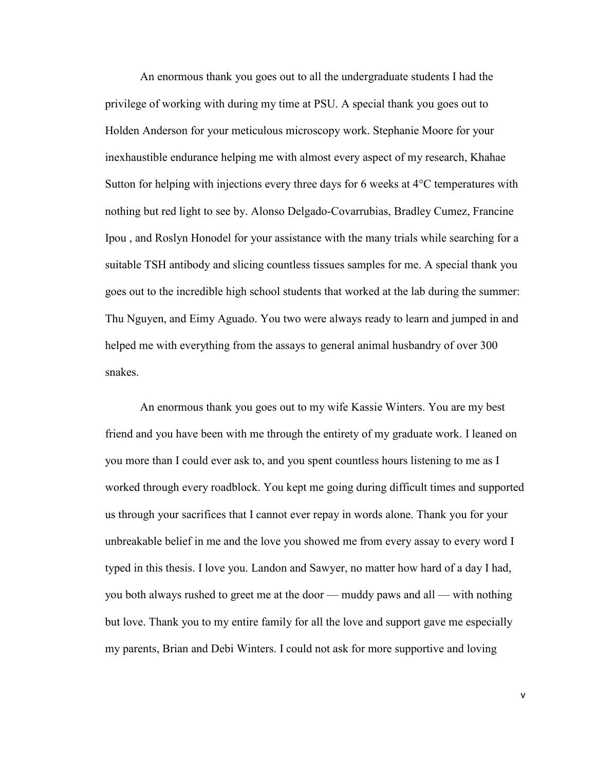An enormous thank you goes out to all the undergraduate students I had the privilege of working with during my time at PSU. A special thank you goes out to Holden Anderson for your meticulous microscopy work. Stephanie Moore for your inexhaustible endurance helping me with almost every aspect of my research, Khahae Sutton for helping with injections every three days for 6 weeks at 4°C temperatures with nothing but red light to see by. Alonso Delgado-Covarrubias, Bradley Cumez, Francine Ipou , and Roslyn Honodel for your assistance with the many trials while searching for a suitable TSH antibody and slicing countless tissues samples for me. A special thank you goes out to the incredible high school students that worked at the lab during the summer: Thu Nguyen, and Eimy Aguado. You two were always ready to learn and jumped in and helped me with everything from the assays to general animal husbandry of over 300 snakes.

An enormous thank you goes out to my wife Kassie Winters. You are my best friend and you have been with me through the entirety of my graduate work. I leaned on you more than I could ever ask to, and you spent countless hours listening to me as I worked through every roadblock. You kept me going during difficult times and supported us through your sacrifices that I cannot ever repay in words alone. Thank you for your unbreakable belief in me and the love you showed me from every assay to every word I typed in this thesis. I love you. Landon and Sawyer, no matter how hard of a day I had, you both always rushed to greet me at the door — muddy paws and all — with nothing but love. Thank you to my entire family for all the love and support gave me especially my parents, Brian and Debi Winters. I could not ask for more supportive and loving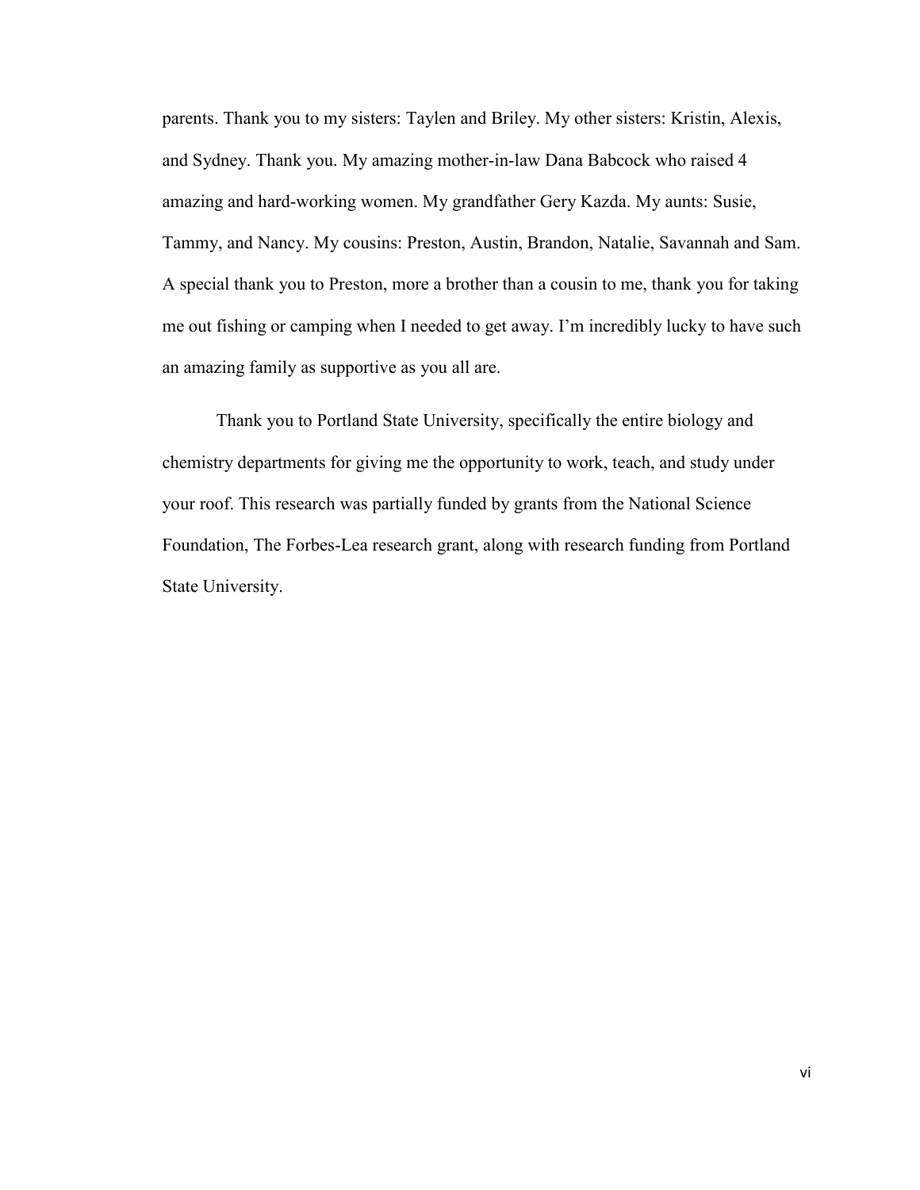parents. Thank you to my sisters: Taylen and Briley. My other sisters: Kristin, Alexis, and Sydney. Thank you. My amazing mother-in-law Dana Babcock who raised 4 amazing and hard-working women. My grandfather Gery Kazda. My aunts: Susie, Tammy, and Nancy. My cousins: Preston, Austin, Brandon, Natalie, Savannah and Sam. A special thank you to Preston, more a brother than a cousin to me, thank you for taking me out fishing or camping when I needed to get away. I'm incredibly lucky to have such an amazing family as supportive as you all are.

Thank you to Portland State University, specifically the entire biology and chemistry departments for giving me the opportunity to work, teach, and study under your roof. This research was partially funded by grants from the National Science Foundation, The Forbes-Lea research grant, along with research funding from Portland State University.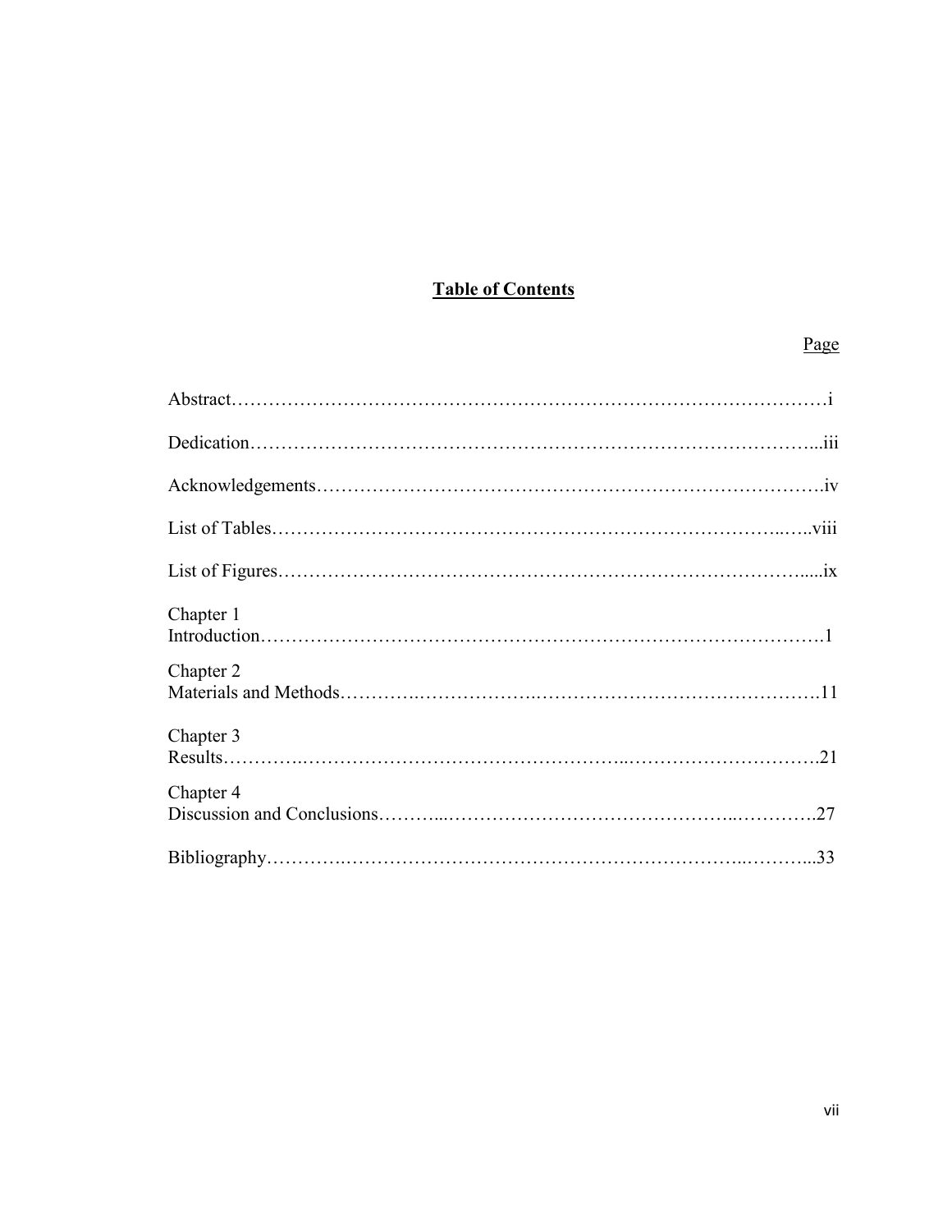# Table of Contents

| | Page |
|---|---|
| Abstract | i |
| Dedication | iii |
| Acknowledgements | iv |
| List of Tables | viii |
| List of Figures | ix |
| Chapter 1<br>Introduction | 1 |
| Chapter 2<br>Materials and Methods | 11 |
| Chapter 3<br>Results | 21 |
| Chapter 4<br>Discussion and Conclusions | 27 |
| Bibliography | 33 |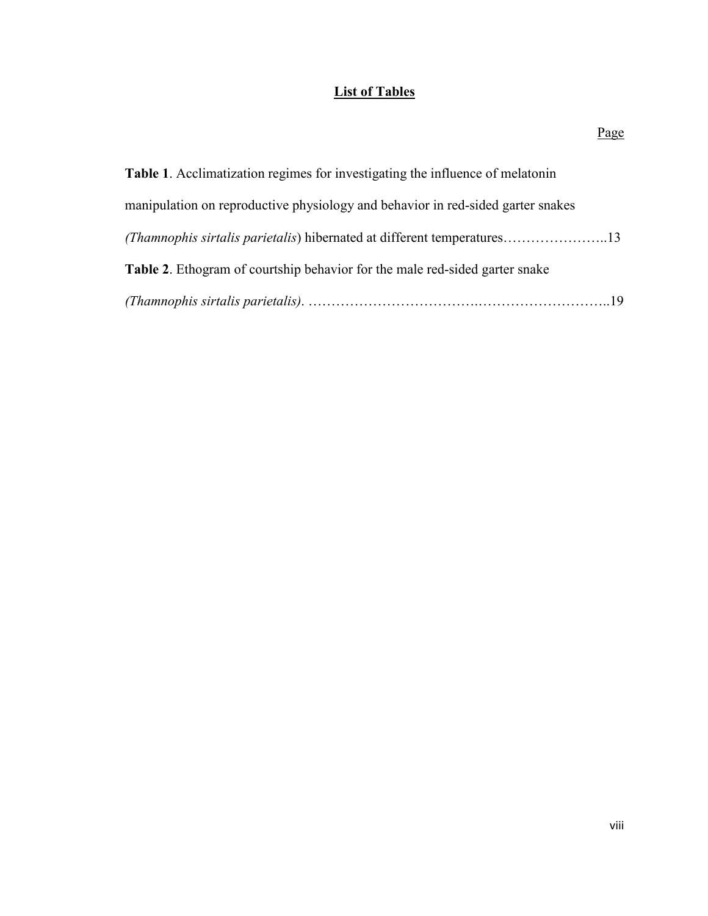# List of Tables

Page

**Table 1**. Acclimatization regimes for investigating the influence of melatonin manipulation on reproductive physiology and behavior in red-sided garter snakes *(Thamnophis sirtalis parietalis*) hibernated at different temperatures…………………..13

**Table 2**. Ethogram of courtship behavior for the male red-sided garter snake *(Thamnophis sirtalis parietalis)*. …………………………….………………………..19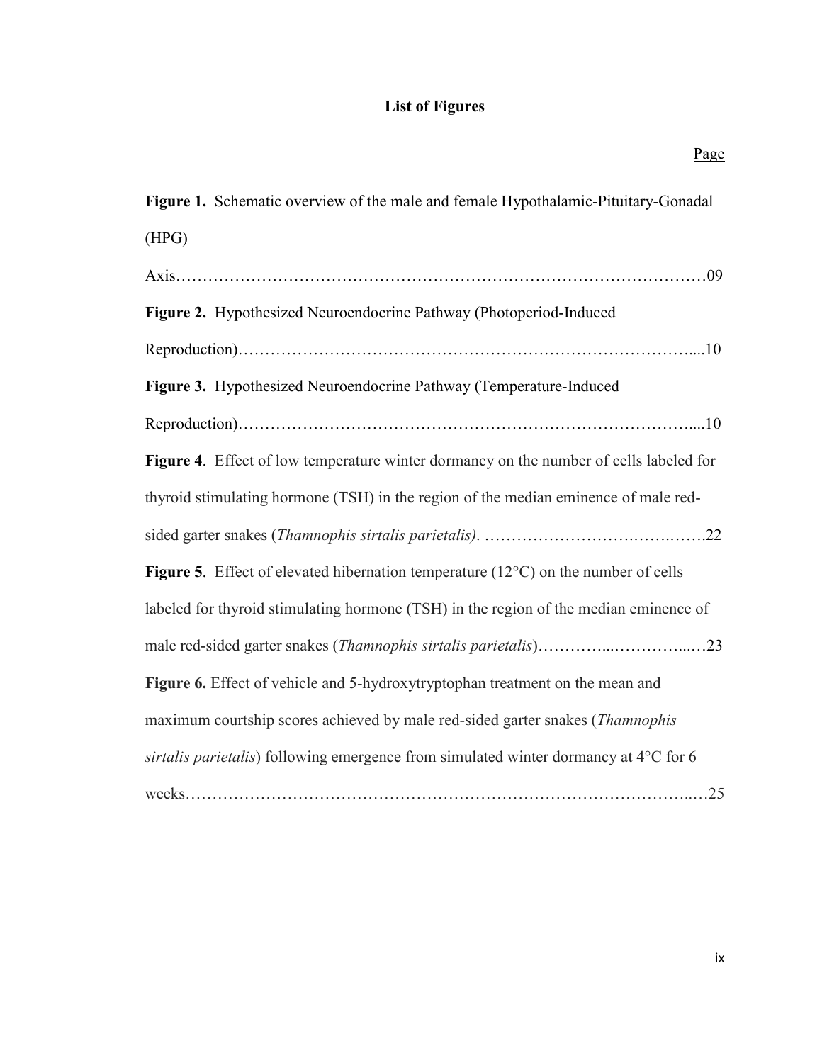# List of Figures

Page

**Figure 1.** Schematic overview of the male and female Hypothalamic-Pituitary-Gonadal (HPG) Axis……………………………………………………………………………………09

**Figure 2.** Hypothesized Neuroendocrine Pathway (Photoperiod-Induced Reproduction)…………………………………………………………………………....10

**Figure 3.** Hypothesized Neuroendocrine Pathway (Temperature-Induced Reproduction)…………………………………………………………………………....10

**Figure 4**. Effect of low temperature winter dormancy on the number of cells labeled for thyroid stimulating hormone (TSH) in the region of the median eminence of male red-sided garter snakes (*Thamnophis sirtalis parietalis)*. ……………………….…….…….22

**Figure 5**. Effect of elevated hibernation temperature (12°C) on the number of cells labeled for thyroid stimulating hormone (TSH) in the region of the median eminence of male red-sided garter snakes (*Thamnophis sirtalis parietalis*)…………...…………...…23

**Figure 6.** Effect of vehicle and 5-hydroxytryptophan treatment on the mean and maximum courtship scores achieved by male red-sided garter snakes (*Thamnophis sirtalis parietalis*) following emergence from simulated winter dormancy at 4°C for 6 weeks……………………………………………………………………………….…25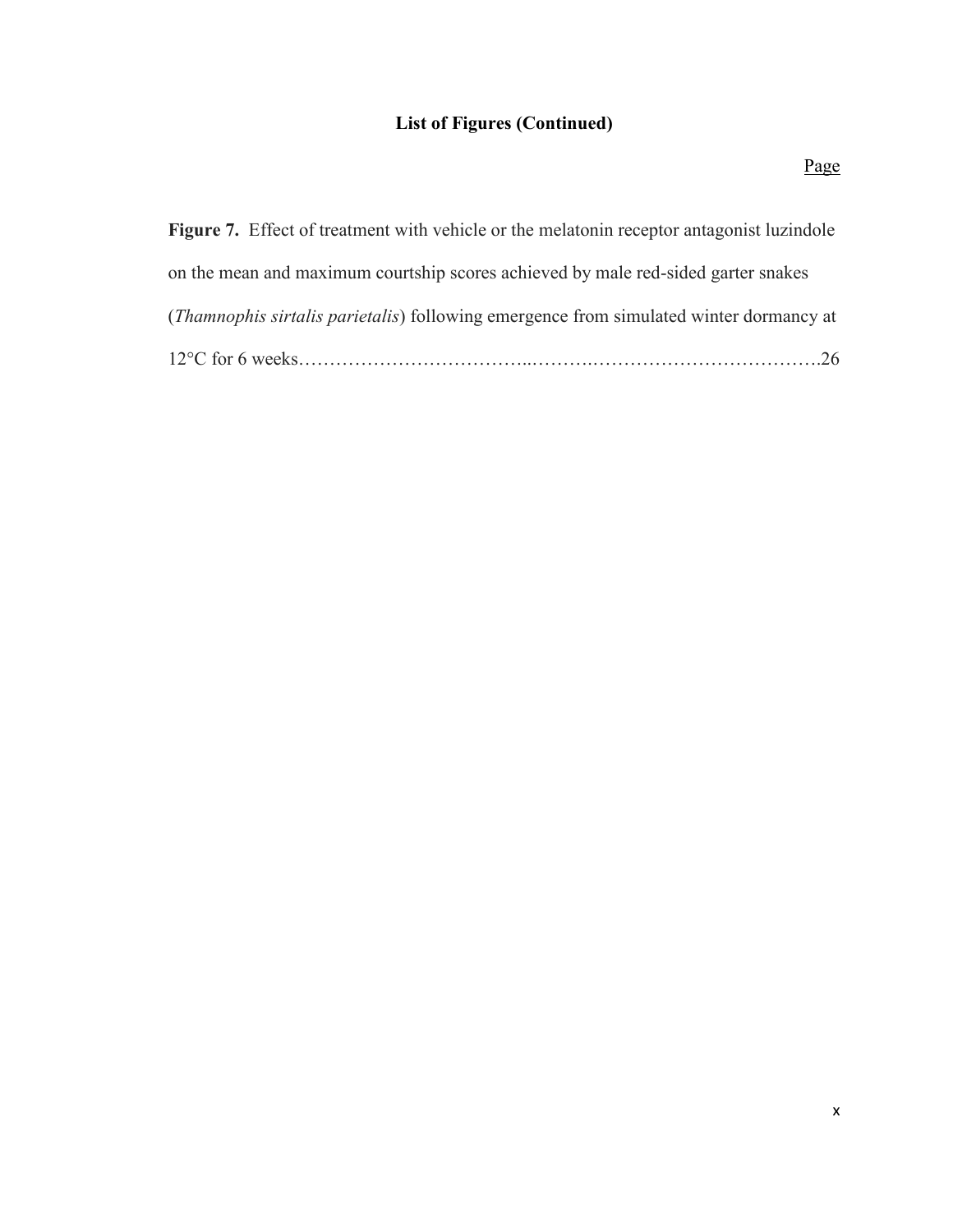**List of Figures (Continued)**

Page

**Figure 7.** Effect of treatment with vehicle or the melatonin receptor antagonist luzindole on the mean and maximum courtship scores achieved by male red-sided garter snakes (*Thamnophis sirtalis parietalis*) following emergence from simulated winter dormancy at 12°C for 6 weeks……………………………..……….……………………………….26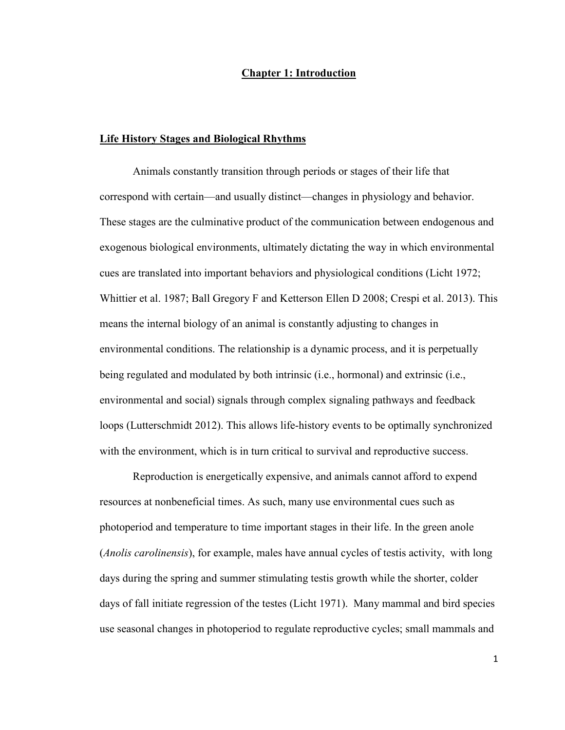# Chapter 1: Introduction

## Life History Stages and Biological Rhythms

Animals constantly transition through periods or stages of their life that correspond with certain—and usually distinct—changes in physiology and behavior. These stages are the culminative product of the communication between endogenous and exogenous biological environments, ultimately dictating the way in which environmental cues are translated into important behaviors and physiological conditions (Licht 1972; Whittier et al. 1987; Ball Gregory F and Ketterson Ellen D 2008; Crespi et al. 2013). This means the internal biology of an animal is constantly adjusting to changes in environmental conditions. The relationship is a dynamic process, and it is perpetually being regulated and modulated by both intrinsic (i.e., hormonal) and extrinsic (i.e., environmental and social) signals through complex signaling pathways and feedback loops (Lutterschmidt 2012). This allows life-history events to be optimally synchronized with the environment, which is in turn critical to survival and reproductive success.

Reproduction is energetically expensive, and animals cannot afford to expend resources at nonbeneficial times. As such, many use environmental cues such as photoperiod and temperature to time important stages in their life. In the green anole (*Anolis carolinensis*), for example, males have annual cycles of testis activity, with long days during the spring and summer stimulating testis growth while the shorter, colder days of fall initiate regression of the testes (Licht 1971). Many mammal and bird species use seasonal changes in photoperiod to regulate reproductive cycles; small mammals and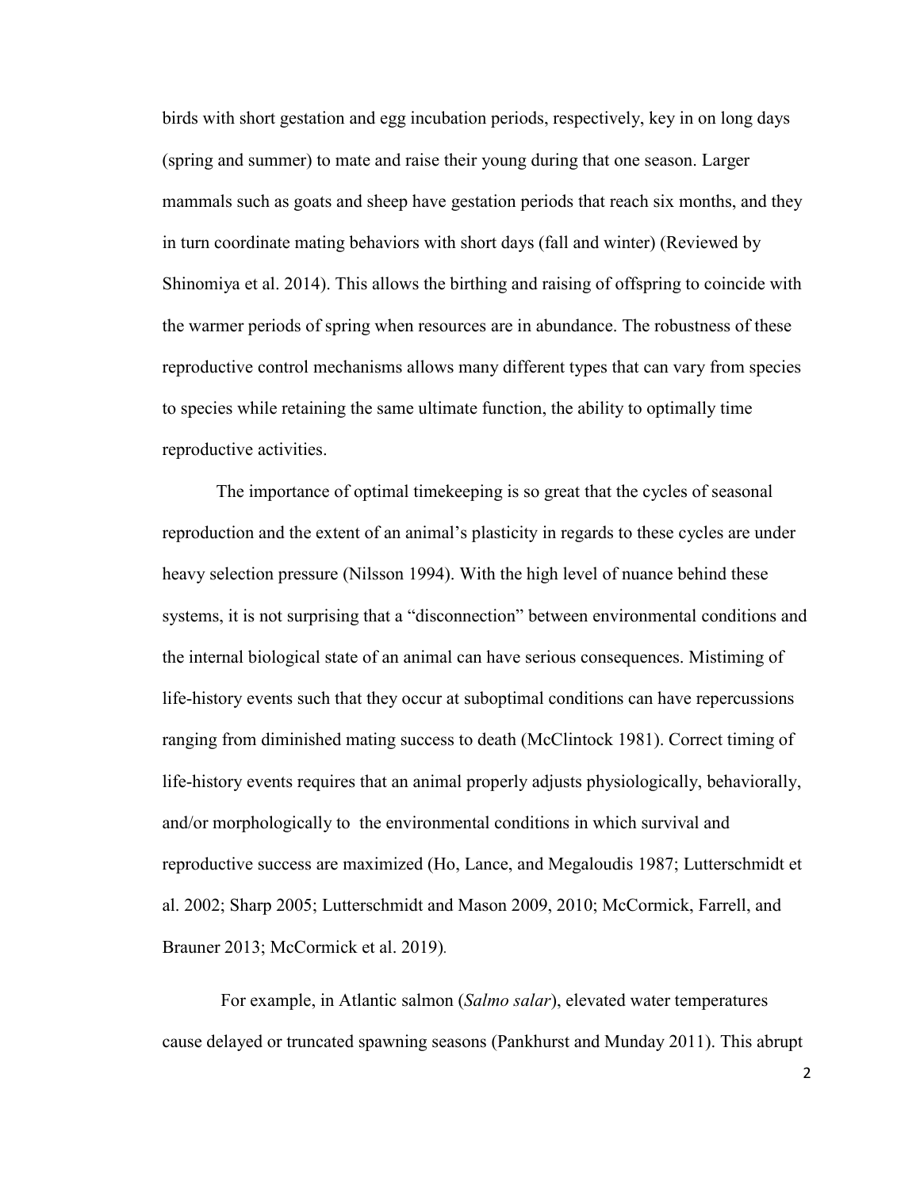birds with short gestation and egg incubation periods, respectively, key in on long days (spring and summer) to mate and raise their young during that one season. Larger mammals such as goats and sheep have gestation periods that reach six months, and they in turn coordinate mating behaviors with short days (fall and winter) (Reviewed by Shinomiya et al. 2014). This allows the birthing and raising of offspring to coincide with the warmer periods of spring when resources are in abundance. The robustness of these reproductive control mechanisms allows many different types that can vary from species to species while retaining the same ultimate function, the ability to optimally time reproductive activities.

The importance of optimal timekeeping is so great that the cycles of seasonal reproduction and the extent of an animal's plasticity in regards to these cycles are under heavy selection pressure (Nilsson 1994). With the high level of nuance behind these systems, it is not surprising that a "disconnection" between environmental conditions and the internal biological state of an animal can have serious consequences. Mistiming of life-history events such that they occur at suboptimal conditions can have repercussions ranging from diminished mating success to death (McClintock 1981). Correct timing of life-history events requires that an animal properly adjusts physiologically, behaviorally, and/or morphologically to the environmental conditions in which survival and reproductive success are maximized (Ho, Lance, and Megaloudis 1987; Lutterschmidt et al. 2002; Sharp 2005; Lutterschmidt and Mason 2009, 2010; McCormick, Farrell, and Brauner 2013; McCormick et al. 2019).

For example, in Atlantic salmon (*Salmo salar*), elevated water temperatures cause delayed or truncated spawning seasons (Pankhurst and Munday 2011). This abrupt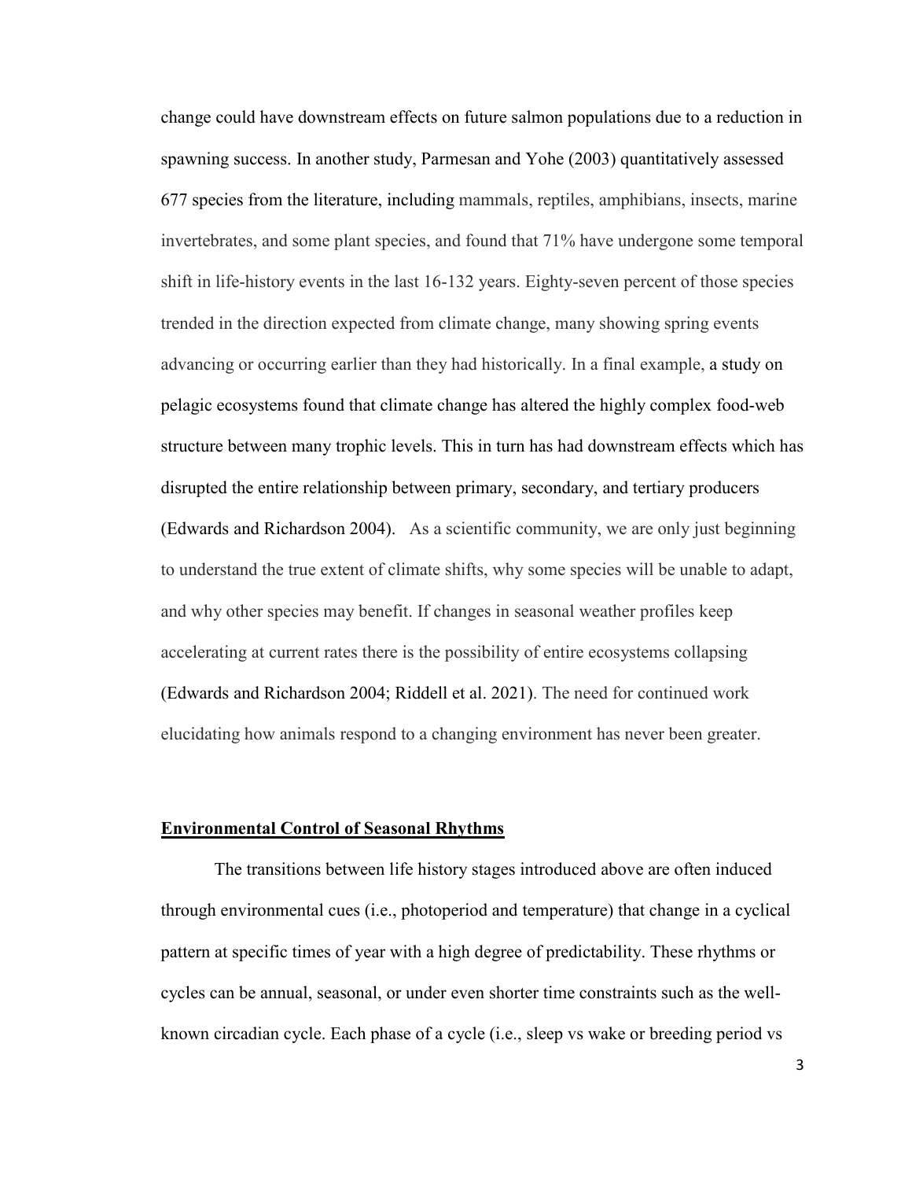change could have downstream effects on future salmon populations due to a reduction in spawning success. In another study, Parmesan and Yohe (2003) quantitatively assessed 677 species from the literature, including mammals, reptiles, amphibians, insects, marine invertebrates, and some plant species, and found that 71% have undergone some temporal shift in life-history events in the last 16-132 years. Eighty-seven percent of those species trended in the direction expected from climate change, many showing spring events advancing or occurring earlier than they had historically. In a final example, a study on pelagic ecosystems found that climate change has altered the highly complex food-web structure between many trophic levels. This in turn has had downstream effects which has disrupted the entire relationship between primary, secondary, and tertiary producers (Edwards and Richardson 2004). As a scientific community, we are only just beginning to understand the true extent of climate shifts, why some species will be unable to adapt, and why other species may benefit. If changes in seasonal weather profiles keep accelerating at current rates there is the possibility of entire ecosystems collapsing (Edwards and Richardson 2004; Riddell et al. 2021). The need for continued work elucidating how animals respond to a changing environment has never been greater.

## Environmental Control of Seasonal Rhythms

The transitions between life history stages introduced above are often induced through environmental cues (i.e., photoperiod and temperature) that change in a cyclical pattern at specific times of year with a high degree of predictability. These rhythms or cycles can be annual, seasonal, or under even shorter time constraints such as the well-known circadian cycle. Each phase of a cycle (i.e., sleep vs wake or breeding period vs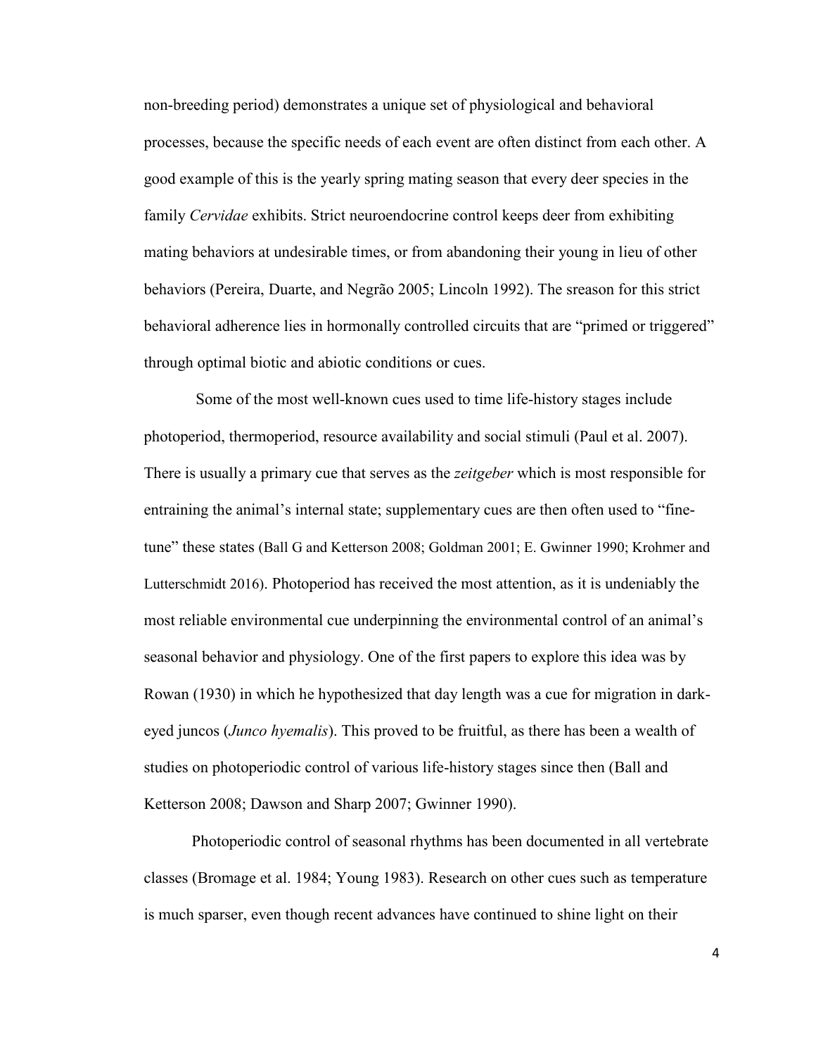non-breeding period) demonstrates a unique set of physiological and behavioral processes, because the specific needs of each event are often distinct from each other. A good example of this is the yearly spring mating season that every deer species in the family *Cervidae* exhibits. Strict neuroendocrine control keeps deer from exhibiting mating behaviors at undesirable times, or from abandoning their young in lieu of other behaviors (Pereira, Duarte, and Negrão 2005; Lincoln 1992). The sreason for this strict behavioral adherence lies in hormonally controlled circuits that are "primed or triggered" through optimal biotic and abiotic conditions or cues.

Some of the most well-known cues used to time life-history stages include photoperiod, thermoperiod, resource availability and social stimuli (Paul et al. 2007). There is usually a primary cue that serves as the *zeitgeber* which is most responsible for entraining the animal's internal state; supplementary cues are then often used to "fine-tune" these states (Ball G and Ketterson 2008; Goldman 2001; E. Gwinner 1990; Krohmer and Lutterschmidt 2016). Photoperiod has received the most attention, as it is undeniably the most reliable environmental cue underpinning the environmental control of an animal's seasonal behavior and physiology. One of the first papers to explore this idea was by Rowan (1930) in which he hypothesized that day length was a cue for migration in dark-eyed juncos (*Junco hyemalis*). This proved to be fruitful, as there has been a wealth of studies on photoperiodic control of various life-history stages since then (Ball and Ketterson 2008; Dawson and Sharp 2007; Gwinner 1990).

Photoperiodic control of seasonal rhythms has been documented in all vertebrate classes (Bromage et al. 1984; Young 1983). Research on other cues such as temperature is much sparser, even though recent advances have continued to shine light on their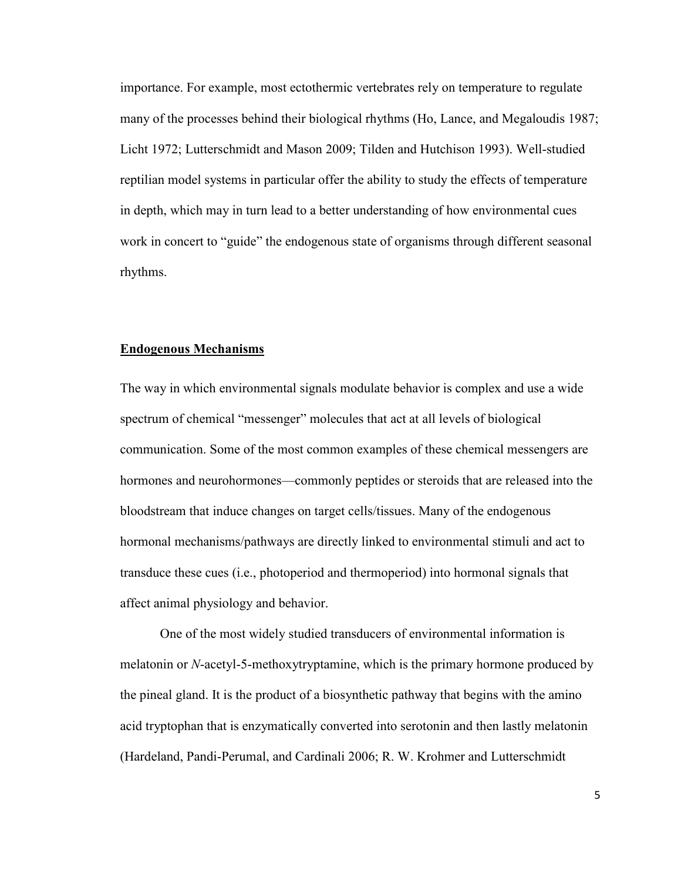importance. For example, most ectothermic vertebrates rely on temperature to regulate many of the processes behind their biological rhythms (Ho, Lance, and Megaloudis 1987; Licht 1972; Lutterschmidt and Mason 2009; Tilden and Hutchison 1993). Well-studied reptilian model systems in particular offer the ability to study the effects of temperature in depth, which may in turn lead to a better understanding of how environmental cues work in concert to "guide" the endogenous state of organisms through different seasonal rhythms.

## Endogenous Mechanisms

The way in which environmental signals modulate behavior is complex and use a wide spectrum of chemical "messenger" molecules that act at all levels of biological communication. Some of the most common examples of these chemical messengers are hormones and neurohormones—commonly peptides or steroids that are released into the bloodstream that induce changes on target cells/tissues. Many of the endogenous hormonal mechanisms/pathways are directly linked to environmental stimuli and act to transduce these cues (i.e., photoperiod and thermoperiod) into hormonal signals that affect animal physiology and behavior.

One of the most widely studied transducers of environmental information is melatonin or *N*-acetyl-5-methoxytryptamine, which is the primary hormone produced by the pineal gland. It is the product of a biosynthetic pathway that begins with the amino acid tryptophan that is enzymatically converted into serotonin and then lastly melatonin (Hardeland, Pandi-Perumal, and Cardinali 2006; R. W. Krohmer and Lutterschmidt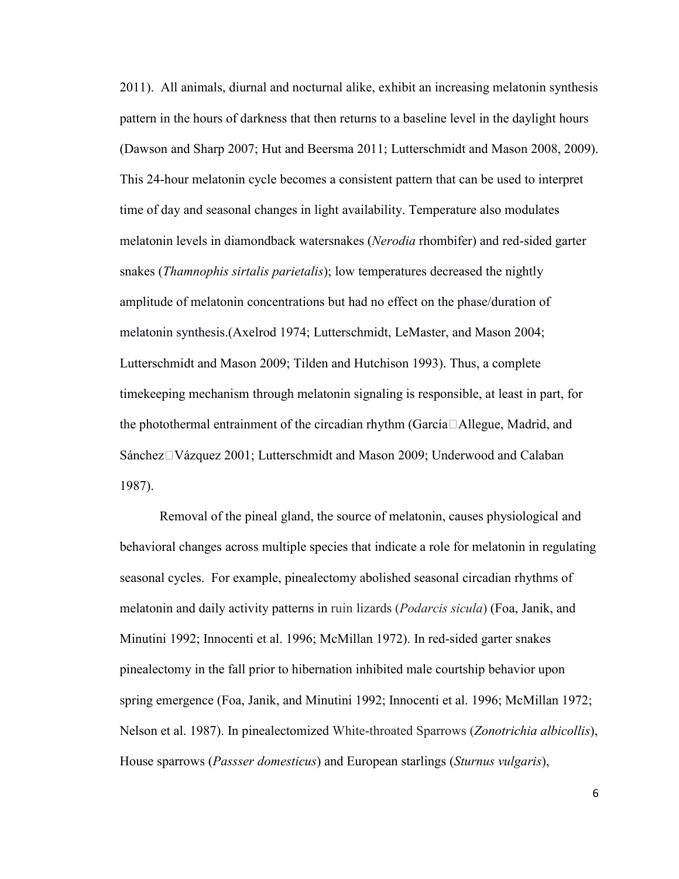2011). All animals, diurnal and nocturnal alike, exhibit an increasing melatonin synthesis pattern in the hours of darkness that then returns to a baseline level in the daylight hours (Dawson and Sharp 2007; Hut and Beersma 2011; Lutterschmidt and Mason 2008, 2009). This 24-hour melatonin cycle becomes a consistent pattern that can be used to interpret time of day and seasonal changes in light availability. Temperature also modulates melatonin levels in diamondback watersnakes (*Nerodia* rhombifer) and red-sided garter snakes (*Thamnophis sirtalis parietalis*); low temperatures decreased the nightly amplitude of melatonin concentrations but had no effect on the phase/duration of melatonin synthesis.(Axelrod 1974; Lutterschmidt, LeMaster, and Mason 2004; Lutterschmidt and Mason 2009; Tilden and Hutchison 1993). Thus, a complete timekeeping mechanism through melatonin signaling is responsible, at least in part, for the photothermal entrainment of the circadian rhythm (García□Allegue, Madrid, and Sánchez□Vázquez 2001; Lutterschmidt and Mason 2009; Underwood and Calaban 1987).

Removal of the pineal gland, the source of melatonin, causes physiological and behavioral changes across multiple species that indicate a role for melatonin in regulating seasonal cycles. For example, pinealectomy abolished seasonal circadian rhythms of melatonin and daily activity patterns in ruin lizards (*Podarcis sicula*) (Foa, Janik, and Minutini 1992; Innocenti et al. 1996; McMillan 1972). In red-sided garter snakes pinealectomy in the fall prior to hibernation inhibited male courtship behavior upon spring emergence (Foa, Janik, and Minutini 1992; Innocenti et al. 1996; McMillan 1972; Nelson et al. 1987). In pinealectomized White-throated Sparrows (*Zonotrichia albicollis*), House sparrows (*Passser domesticus*) and European starlings (*Sturnus vulgaris*),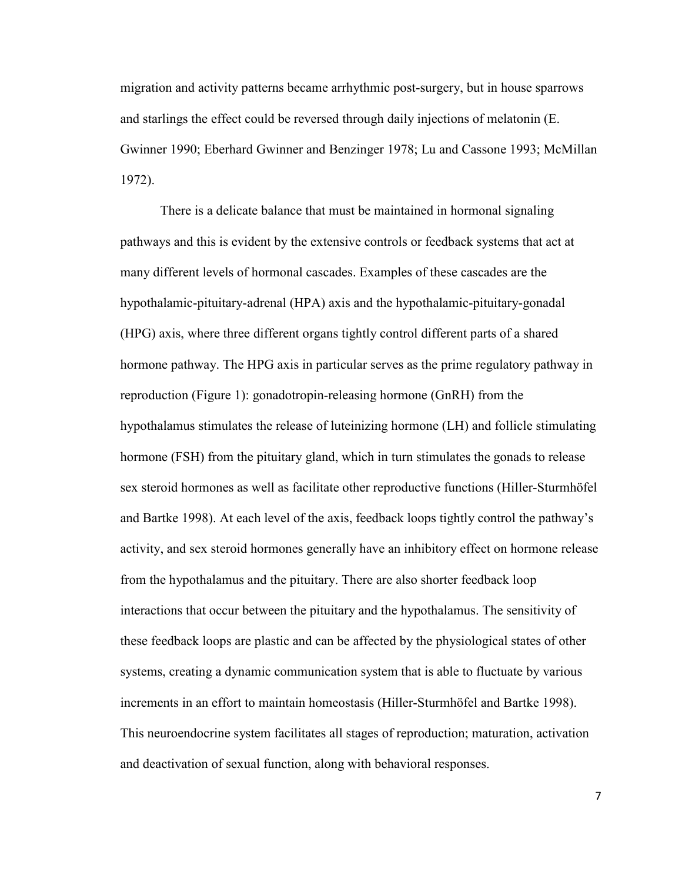migration and activity patterns became arrhythmic post-surgery, but in house sparrows and starlings the effect could be reversed through daily injections of melatonin (E. Gwinner 1990; Eberhard Gwinner and Benzinger 1978; Lu and Cassone 1993; McMillan 1972).

There is a delicate balance that must be maintained in hormonal signaling pathways and this is evident by the extensive controls or feedback systems that act at many different levels of hormonal cascades. Examples of these cascades are the hypothalamic-pituitary-adrenal (HPA) axis and the hypothalamic-pituitary-gonadal (HPG) axis, where three different organs tightly control different parts of a shared hormone pathway. The HPG axis in particular serves as the prime regulatory pathway in reproduction (Figure 1): gonadotropin-releasing hormone (GnRH) from the hypothalamus stimulates the release of luteinizing hormone (LH) and follicle stimulating hormone (FSH) from the pituitary gland, which in turn stimulates the gonads to release sex steroid hormones as well as facilitate other reproductive functions (Hiller-Sturmhöfel and Bartke 1998). At each level of the axis, feedback loops tightly control the pathway's activity, and sex steroid hormones generally have an inhibitory effect on hormone release from the hypothalamus and the pituitary. There are also shorter feedback loop interactions that occur between the pituitary and the hypothalamus. The sensitivity of these feedback loops are plastic and can be affected by the physiological states of other systems, creating a dynamic communication system that is able to fluctuate by various increments in an effort to maintain homeostasis (Hiller-Sturmhöfel and Bartke 1998). This neuroendocrine system facilitates all stages of reproduction; maturation, activation and deactivation of sexual function, along with behavioral responses.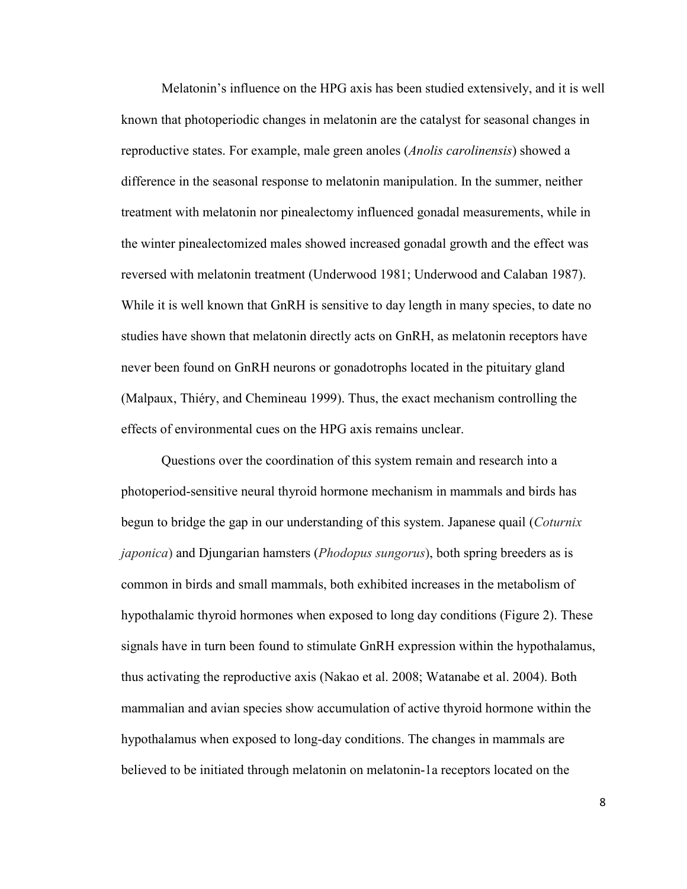Melatonin's influence on the HPG axis has been studied extensively, and it is well known that photoperiodic changes in melatonin are the catalyst for seasonal changes in reproductive states. For example, male green anoles (*Anolis carolinensis*) showed a difference in the seasonal response to melatonin manipulation. In the summer, neither treatment with melatonin nor pinealectomy influenced gonadal measurements, while in the winter pinealectomized males showed increased gonadal growth and the effect was reversed with melatonin treatment (Underwood 1981; Underwood and Calaban 1987). While it is well known that GnRH is sensitive to day length in many species, to date no studies have shown that melatonin directly acts on GnRH, as melatonin receptors have never been found on GnRH neurons or gonadotrophs located in the pituitary gland (Malpaux, Thiéry, and Chemineau 1999). Thus, the exact mechanism controlling the effects of environmental cues on the HPG axis remains unclear.

Questions over the coordination of this system remain and research into a photoperiod-sensitive neural thyroid hormone mechanism in mammals and birds has begun to bridge the gap in our understanding of this system. Japanese quail (*Coturnix japonica*) and Djungarian hamsters (*Phodopus sungorus*), both spring breeders as is common in birds and small mammals, both exhibited increases in the metabolism of hypothalamic thyroid hormones when exposed to long day conditions (Figure 2). These signals have in turn been found to stimulate GnRH expression within the hypothalamus, thus activating the reproductive axis (Nakao et al. 2008; Watanabe et al. 2004). Both mammalian and avian species show accumulation of active thyroid hormone within the hypothalamus when exposed to long-day conditions. The changes in mammals are believed to be initiated through melatonin on melatonin-1a receptors located on the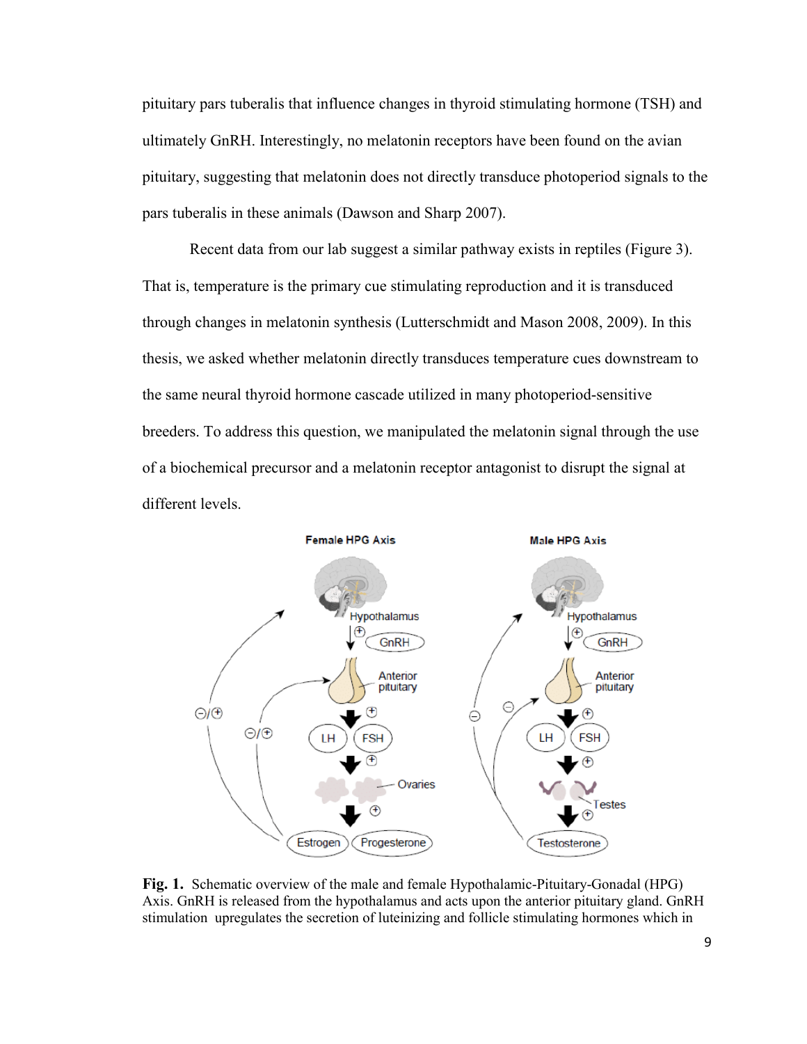pituitary pars tuberalis that influence changes in thyroid stimulating hormone (TSH) and ultimately GnRH. Interestingly, no melatonin receptors have been found on the avian pituitary, suggesting that melatonin does not directly transduce photoperiod signals to the pars tuberalis in these animals (Dawson and Sharp 2007).

Recent data from our lab suggest a similar pathway exists in reptiles (Figure 3). That is, temperature is the primary cue stimulating reproduction and it is transduced through changes in melatonin synthesis (Lutterschmidt and Mason 2008, 2009). In this thesis, we asked whether melatonin directly transduces temperature cues downstream to the same neural thyroid hormone cascade utilized in many photoperiod-sensitive breeders. To address this question, we manipulated the melatonin signal through the use of a biochemical precursor and a melatonin receptor antagonist to disrupt the signal at different levels.

**Fig. 1.** Schematic overview of the male and female Hypothalamic-Pituitary-Gonadal (HPG) Axis. GnRH is released from the hypothalamus and acts upon the anterior pituitary gland. GnRH stimulation upregulates the secretion of luteinizing and follicle stimulating hormones which in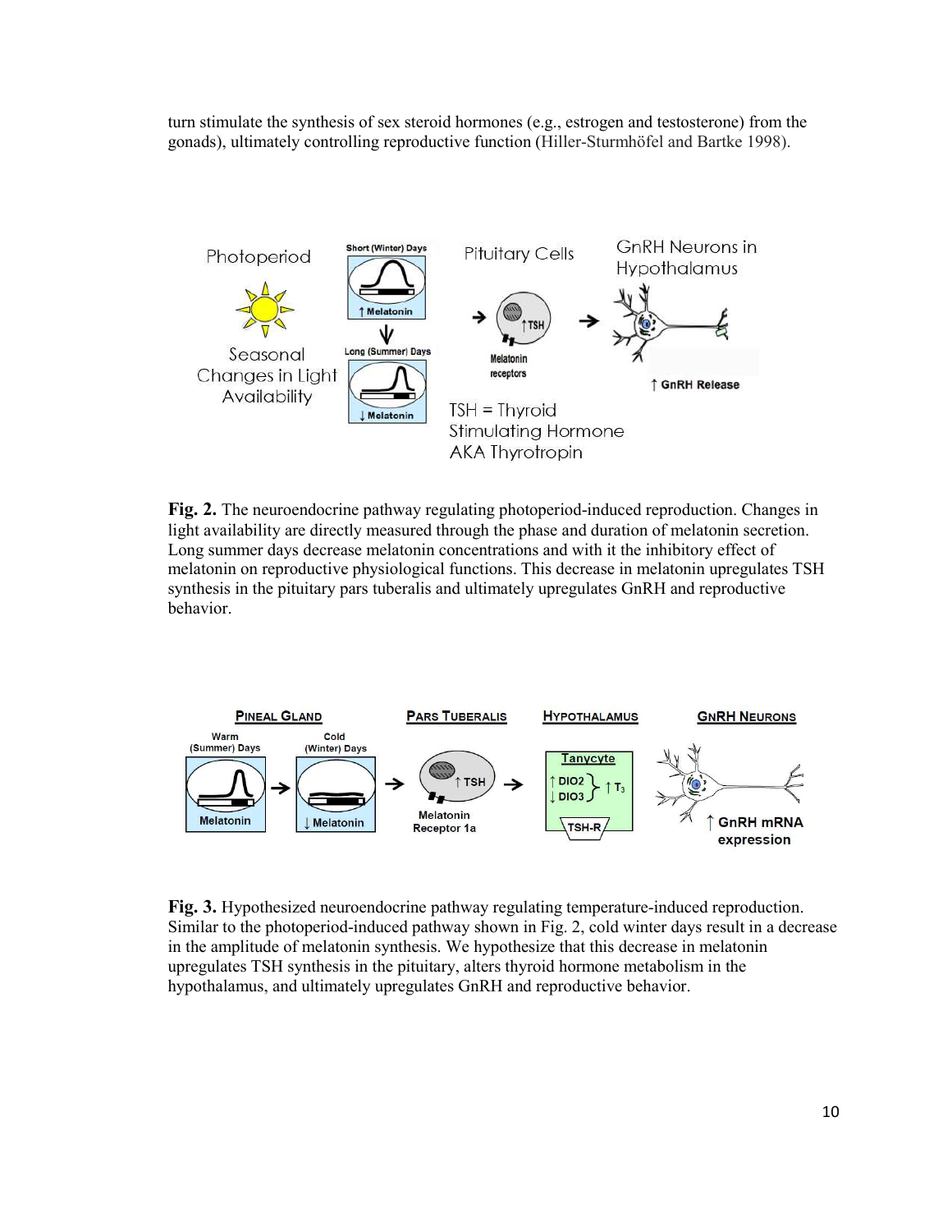turn stimulate the synthesis of sex steroid hormones (e.g., estrogen and testosterone) from the gonads), ultimately controlling reproductive function (Hiller-Sturmhöfel and Bartke 1998).

**Fig. 2.** The neuroendocrine pathway regulating photoperiod-induced reproduction. Changes in light availability are directly measured through the phase and duration of melatonin secretion. Long summer days decrease melatonin concentrations and with it the inhibitory effect of melatonin on reproductive physiological functions. This decrease in melatonin upregulates TSH synthesis in the pituitary pars tuberalis and ultimately upregulates GnRH and reproductive behavior.

**Fig. 3.** Hypothesized neuroendocrine pathway regulating temperature-induced reproduction. Similar to the photoperiod-induced pathway shown in Fig. 2, cold winter days result in a decrease in the amplitude of melatonin synthesis. We hypothesize that this decrease in melatonin upregulates TSH synthesis in the pituitary, alters thyroid hormone metabolism in the hypothalamus, and ultimately upregulates GnRH and reproductive behavior.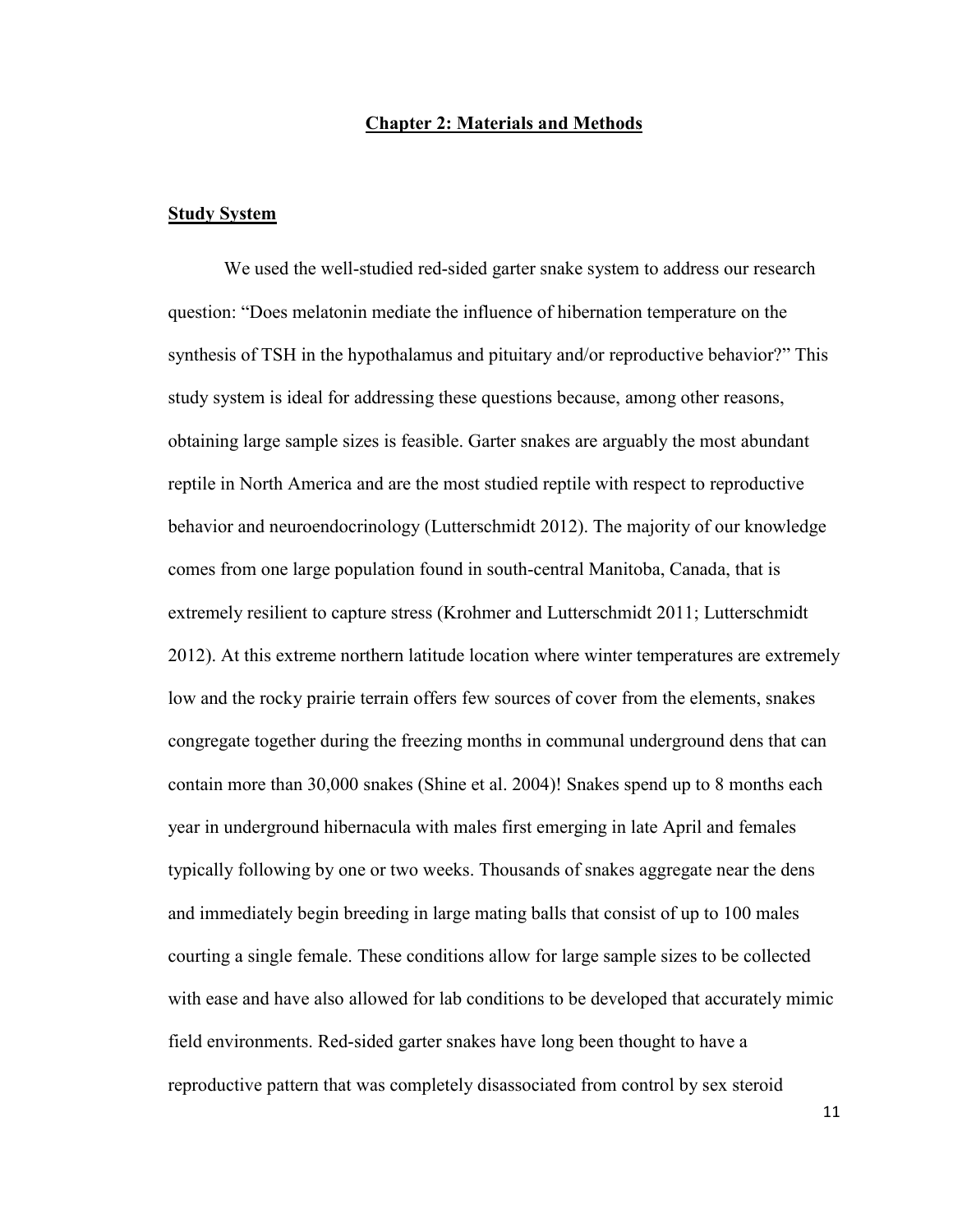# Chapter 2: Materials and Methods

## Study System

We used the well-studied red-sided garter snake system to address our research question: "Does melatonin mediate the influence of hibernation temperature on the synthesis of TSH in the hypothalamus and pituitary and/or reproductive behavior?" This study system is ideal for addressing these questions because, among other reasons, obtaining large sample sizes is feasible. Garter snakes are arguably the most abundant reptile in North America and are the most studied reptile with respect to reproductive behavior and neuroendocrinology (Lutterschmidt 2012). The majority of our knowledge comes from one large population found in south-central Manitoba, Canada, that is extremely resilient to capture stress (Krohmer and Lutterschmidt 2011; Lutterschmidt 2012). At this extreme northern latitude location where winter temperatures are extremely low and the rocky prairie terrain offers few sources of cover from the elements, snakes congregate together during the freezing months in communal underground dens that can contain more than 30,000 snakes (Shine et al. 2004)! Snakes spend up to 8 months each year in underground hibernacula with males first emerging in late April and females typically following by one or two weeks. Thousands of snakes aggregate near the dens and immediately begin breeding in large mating balls that consist of up to 100 males courting a single female. These conditions allow for large sample sizes to be collected with ease and have also allowed for lab conditions to be developed that accurately mimic field environments. Red-sided garter snakes have long been thought to have a reproductive pattern that was completely disassociated from control by sex steroid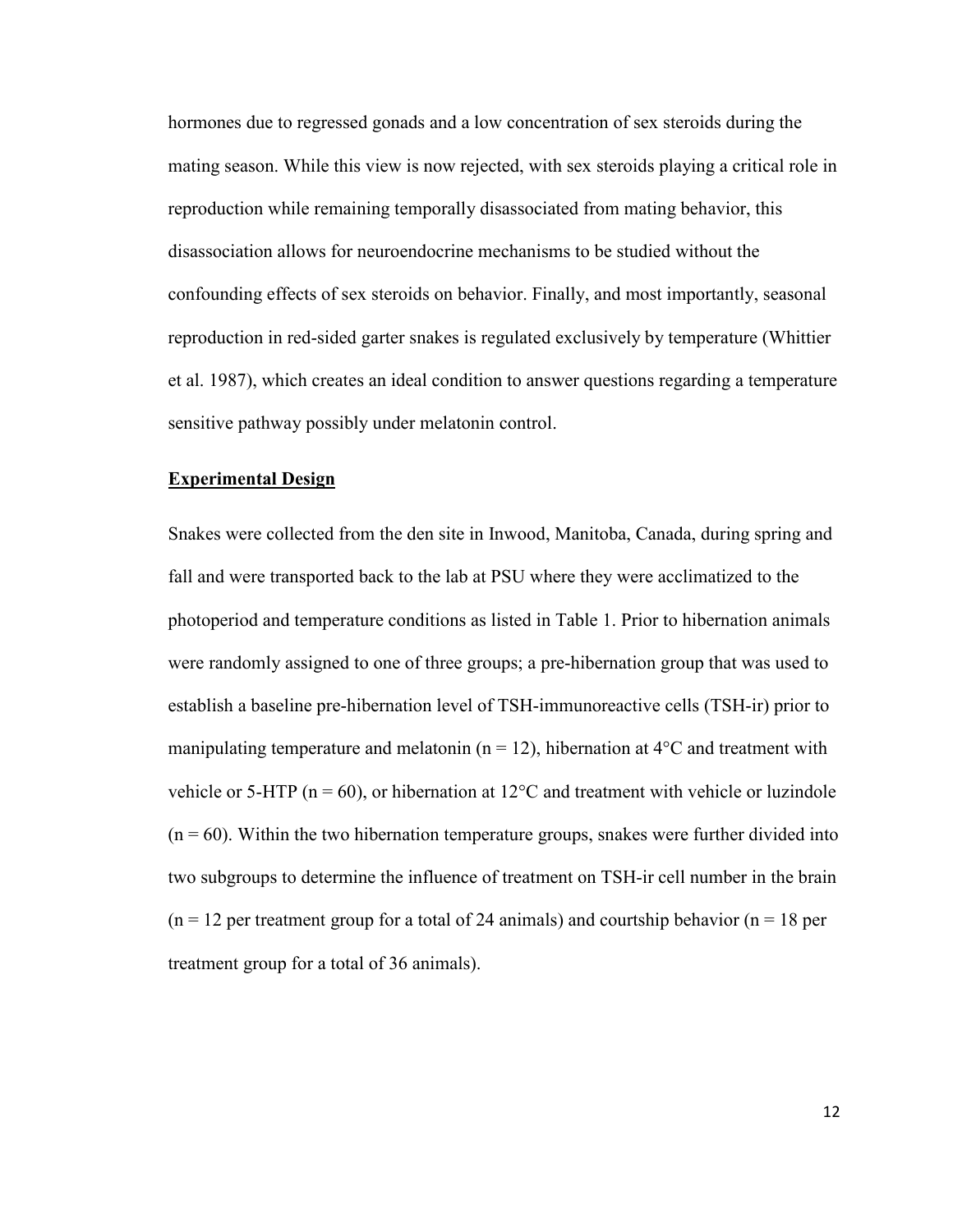hormones due to regressed gonads and a low concentration of sex steroids during the mating season. While this view is now rejected, with sex steroids playing a critical role in reproduction while remaining temporally disassociated from mating behavior, this disassociation allows for neuroendocrine mechanisms to be studied without the confounding effects of sex steroids on behavior. Finally, and most importantly, seasonal reproduction in red-sided garter snakes is regulated exclusively by temperature (Whittier et al. 1987), which creates an ideal condition to answer questions regarding a temperature sensitive pathway possibly under melatonin control.

## **Experimental Design**

Snakes were collected from the den site in Inwood, Manitoba, Canada, during spring and fall and were transported back to the lab at PSU where they were acclimatized to the photoperiod and temperature conditions as listed in Table 1. Prior to hibernation animals were randomly assigned to one of three groups; a pre-hibernation group that was used to establish a baseline pre-hibernation level of TSH-immunoreactive cells (TSH-ir) prior to manipulating temperature and melatonin ($n = 12$), hibernation at 4°C and treatment with vehicle or 5-HTP ($n = 60$), or hibernation at 12°C and treatment with vehicle or luzindole ($n = 60$). Within the two hibernation temperature groups, snakes were further divided into two subgroups to determine the influence of treatment on TSH-ir cell number in the brain ($n = 12$ per treatment group for a total of 24 animals) and courtship behavior ($n = 18$ per treatment group for a total of 36 animals).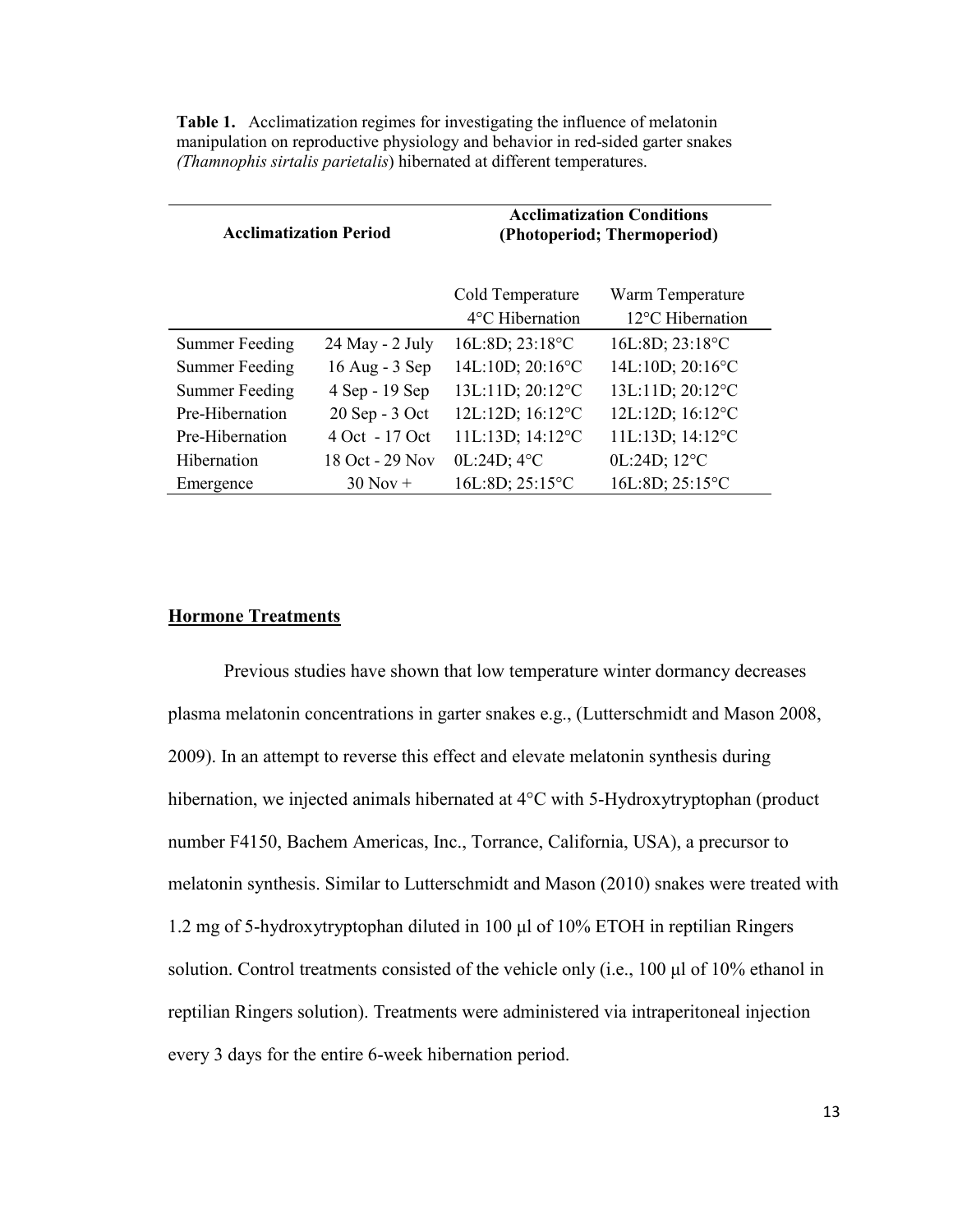**Table 1.** Acclimatization regimes for investigating the influence of melatonin manipulation on reproductive physiology and behavior in red-sided garter snakes (*Thamnophis sirtalis parietalis*) hibernated at different temperatures.

| Acclimatization Period | | Acclimatization Conditions (Photoperiod; Thermoperiod) | |
|---|---|---|---|
| | | Cold Temperature 4°C Hibernation | Warm Temperature 12°C Hibernation |
| Summer Feeding | 24 May - 2 July | 16L:8D; 23:18°C | 16L:8D; 23:18°C |
| Summer Feeding | 16 Aug - 3 Sep | 14L:10D; 20:16°C | 14L:10D; 20:16°C |
| Summer Feeding | 4 Sep - 19 Sep | 13L:11D; 20:12°C | 13L:11D; 20:12°C |
| Pre-Hibernation | 20 Sep - 3 Oct | 12L:12D; 16:12°C | 12L:12D; 16:12°C |
| Pre-Hibernation | 4 Oct - 17 Oct | 11L:13D; 14:12°C | 11L:13D; 14:12°C |
| Hibernation | 18 Oct - 29 Nov | 0L:24D; 4°C | 0L:24D; 12°C |
| Emergence | 30 Nov + | 16L:8D; 25:15°C | 16L:8D; 25:15°C |

## Hormone Treatments

Previous studies have shown that low temperature winter dormancy decreases plasma melatonin concentrations in garter snakes e.g., (Lutterschmidt and Mason 2008, 2009). In an attempt to reverse this effect and elevate melatonin synthesis during hibernation, we injected animals hibernated at 4°C with 5-Hydroxytryptophan (product number F4150, Bachem Americas, Inc., Torrance, California, USA), a precursor to melatonin synthesis. Similar to Lutterschmidt and Mason (2010) snakes were treated with 1.2 mg of 5-hydroxytryptophan diluted in 100 μl of 10% ETOH in reptilian Ringers solution. Control treatments consisted of the vehicle only (i.e., 100 μl of 10% ethanol in reptilian Ringers solution). Treatments were administered via intraperitoneal injection every 3 days for the entire 6-week hibernation period.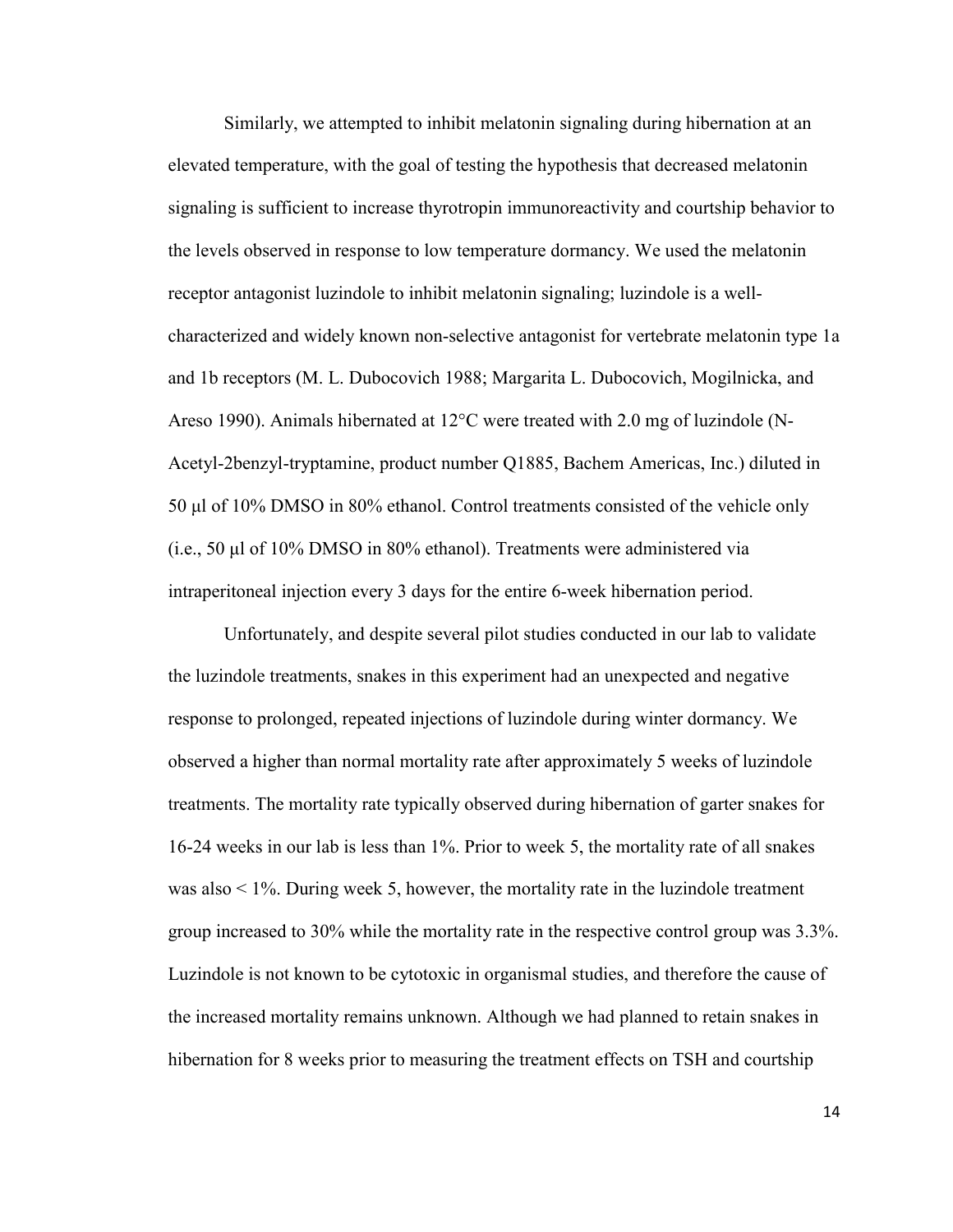Similarly, we attempted to inhibit melatonin signaling during hibernation at an elevated temperature, with the goal of testing the hypothesis that decreased melatonin signaling is sufficient to increase thyrotropin immunoreactivity and courtship behavior to the levels observed in response to low temperature dormancy. We used the melatonin receptor antagonist luzindole to inhibit melatonin signaling; luzindole is a well-characterized and widely known non-selective antagonist for vertebrate melatonin type 1a and 1b receptors (M. L. Dubocovich 1988; Margarita L. Dubocovich, Mogilnicka, and Areso 1990). Animals hibernated at 12°C were treated with 2.0 mg of luzindole (N-Acetyl-2benzyl-tryptamine, product number Q1885, Bachem Americas, Inc.) diluted in 50 µl of 10% DMSO in 80% ethanol. Control treatments consisted of the vehicle only (i.e., 50 µl of 10% DMSO in 80% ethanol). Treatments were administered via intraperitoneal injection every 3 days for the entire 6-week hibernation period.

Unfortunately, and despite several pilot studies conducted in our lab to validate the luzindole treatments, snakes in this experiment had an unexpected and negative response to prolonged, repeated injections of luzindole during winter dormancy. We observed a higher than normal mortality rate after approximately 5 weeks of luzindole treatments. The mortality rate typically observed during hibernation of garter snakes for 16-24 weeks in our lab is less than 1%. Prior to week 5, the mortality rate of all snakes was also < 1%. During week 5, however, the mortality rate in the luzindole treatment group increased to 30% while the mortality rate in the respective control group was 3.3%. Luzindole is not known to be cytotoxic in organismal studies, and therefore the cause of the increased mortality remains unknown. Although we had planned to retain snakes in hibernation for 8 weeks prior to measuring the treatment effects on TSH and courtship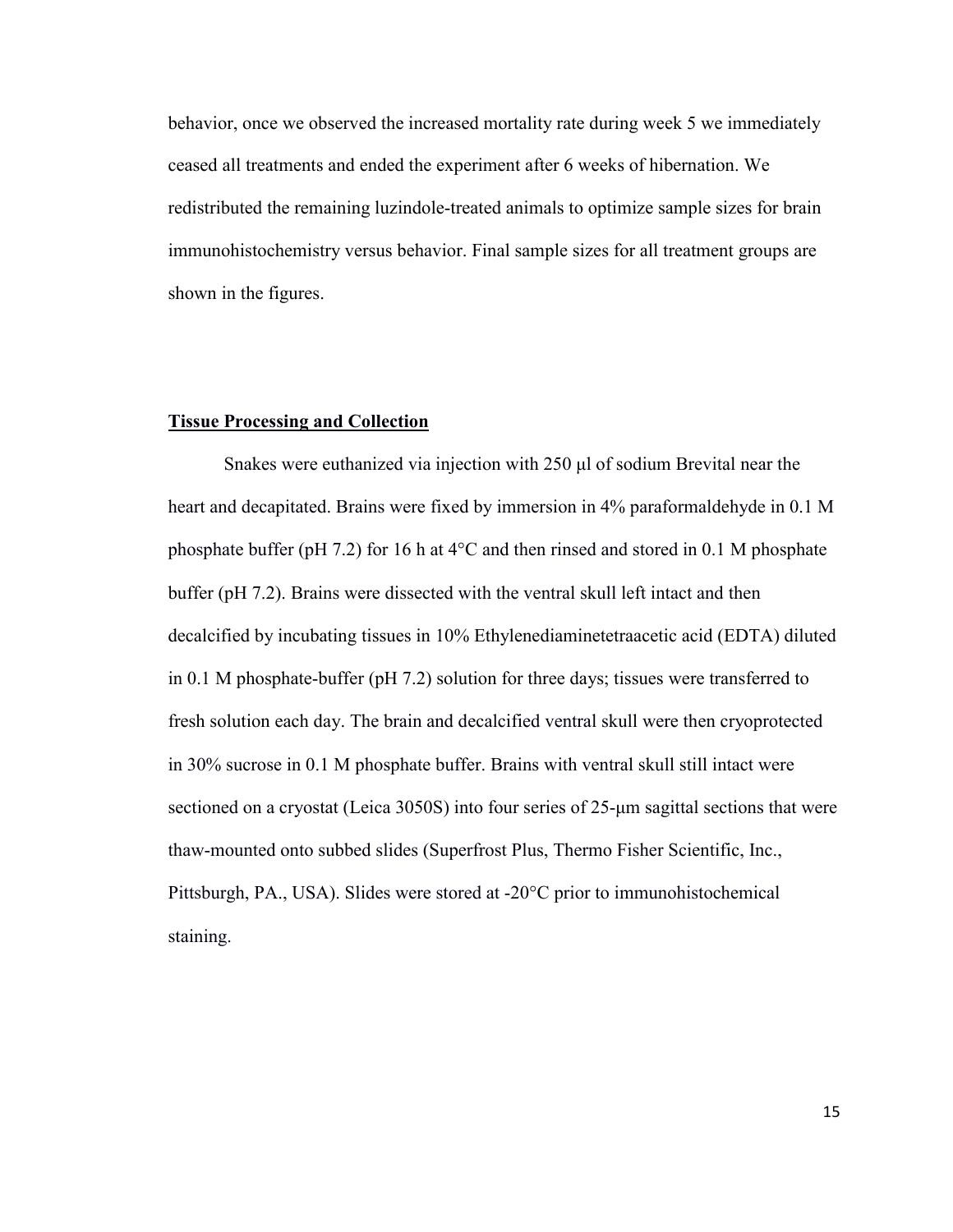behavior, once we observed the increased mortality rate during week 5 we immediately ceased all treatments and ended the experiment after 6 weeks of hibernation. We redistributed the remaining luzindole-treated animals to optimize sample sizes for brain immunohistochemistry versus behavior. Final sample sizes for all treatment groups are shown in the figures.

## **Tissue Processing and Collection**

Snakes were euthanized via injection with 250 µl of sodium Brevital near the heart and decapitated. Brains were fixed by immersion in 4% paraformaldehyde in 0.1 M phosphate buffer (pH 7.2) for 16 h at 4°C and then rinsed and stored in 0.1 M phosphate buffer (pH 7.2). Brains were dissected with the ventral skull left intact and then decalcified by incubating tissues in 10% Ethylenediaminetetraacetic acid (EDTA) diluted in 0.1 M phosphate-buffer (pH 7.2) solution for three days; tissues were transferred to fresh solution each day. The brain and decalcified ventral skull were then cryoprotected in 30% sucrose in 0.1 M phosphate buffer. Brains with ventral skull still intact were sectioned on a cryostat (Leica 3050S) into four series of 25-µm sagittal sections that were thaw-mounted onto subbed slides (Superfrost Plus, Thermo Fisher Scientific, Inc., Pittsburgh, PA., USA). Slides were stored at -20°C prior to immunohistochemical staining.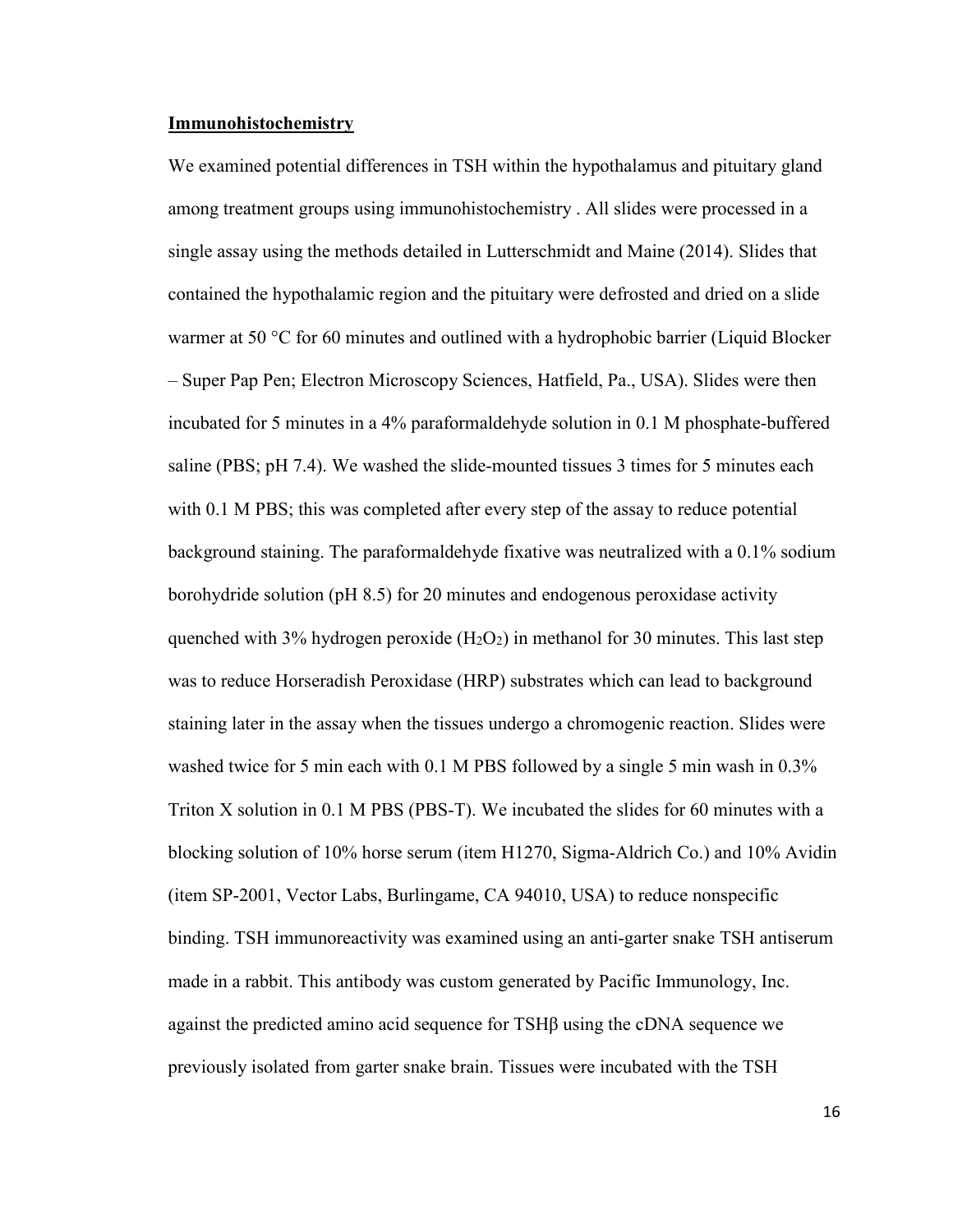**Immunohistochemistry**

We examined potential differences in TSH within the hypothalamus and pituitary gland among treatment groups using immunohistochemistry . All slides were processed in a single assay using the methods detailed in Lutterschmidt and Maine (2014). Slides that contained the hypothalamic region and the pituitary were defrosted and dried on a slide warmer at 50 °C for 60 minutes and outlined with a hydrophobic barrier (Liquid Blocker – Super Pap Pen; Electron Microscopy Sciences, Hatfield, Pa., USA). Slides were then incubated for 5 minutes in a 4% paraformaldehyde solution in 0.1 M phosphate-buffered saline (PBS; pH 7.4). We washed the slide-mounted tissues 3 times for 5 minutes each with 0.1 M PBS; this was completed after every step of the assay to reduce potential background staining. The paraformaldehyde fixative was neutralized with a 0.1% sodium borohydride solution (pH 8.5) for 20 minutes and endogenous peroxidase activity quenched with 3% hydrogen peroxide ($H_2O_2$) in methanol for 30 minutes. This last step was to reduce Horseradish Peroxidase (HRP) substrates which can lead to background staining later in the assay when the tissues undergo a chromogenic reaction. Slides were washed twice for 5 min each with 0.1 M PBS followed by a single 5 min wash in 0.3% Triton X solution in 0.1 M PBS (PBS-T). We incubated the slides for 60 minutes with a blocking solution of 10% horse serum (item H1270, Sigma-Aldrich Co.) and 10% Avidin (item SP-2001, Vector Labs, Burlingame, CA 94010, USA) to reduce nonspecific binding. TSH immunoreactivity was examined using an anti-garter snake TSH antiserum made in a rabbit. This antibody was custom generated by Pacific Immunology, Inc. against the predicted amino acid sequence for TSHβ using the cDNA sequence we previously isolated from garter snake brain. Tissues were incubated with the TSH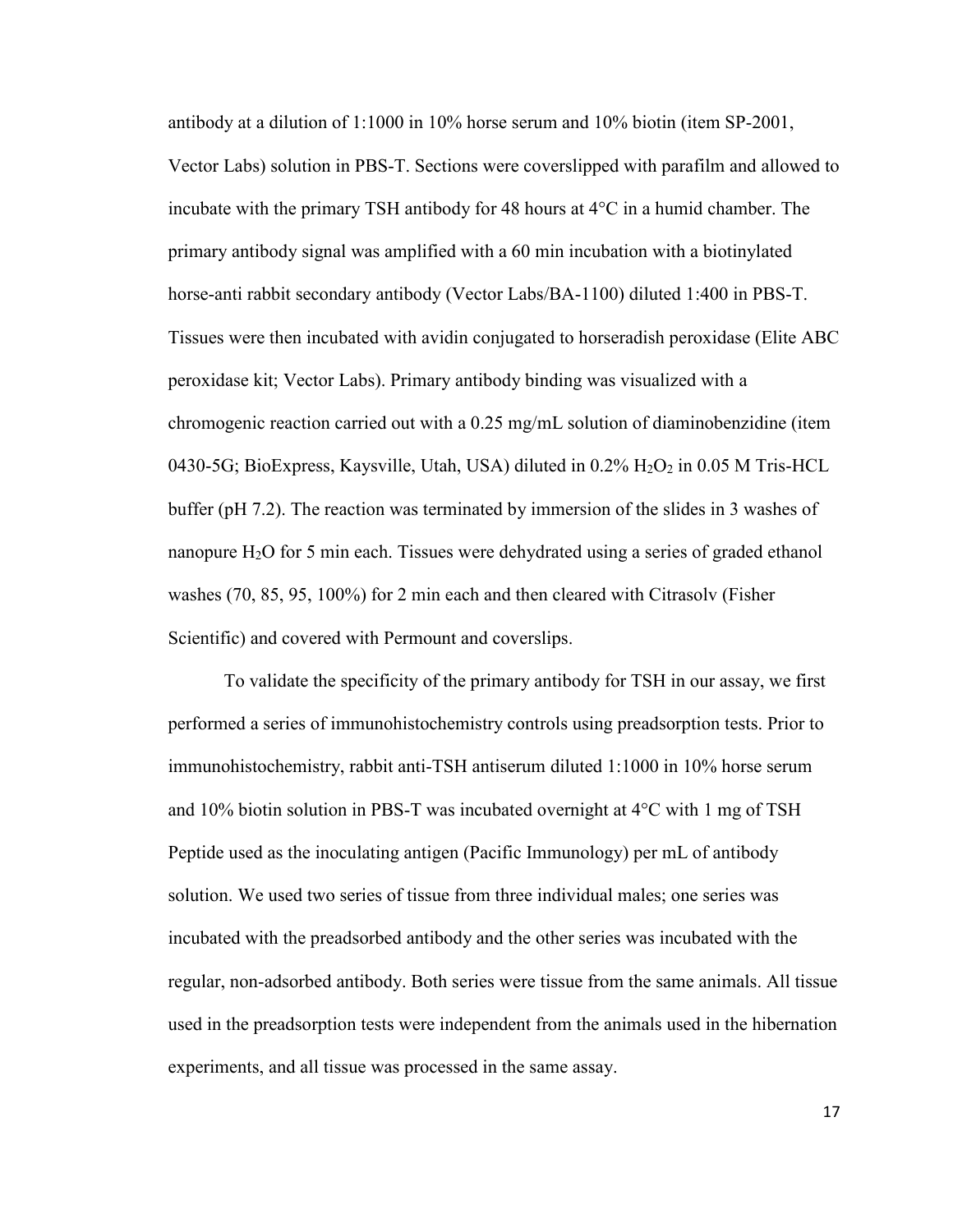antibody at a dilution of 1:1000 in 10% horse serum and 10% biotin (item SP-2001, Vector Labs) solution in PBS-T. Sections were coverslipped with parafilm and allowed to incubate with the primary TSH antibody for 48 hours at 4°C in a humid chamber. The primary antibody signal was amplified with a 60 min incubation with a biotinylated horse-anti rabbit secondary antibody (Vector Labs/BA-1100) diluted 1:400 in PBS-T. Tissues were then incubated with avidin conjugated to horseradish peroxidase (Elite ABC peroxidase kit; Vector Labs). Primary antibody binding was visualized with a chromogenic reaction carried out with a 0.25 mg/mL solution of diaminobenzidine (item 0430-5G; BioExpress, Kaysville, Utah, USA) diluted in 0.2% $H_2O_2$ in 0.05 M Tris-HCL buffer (pH 7.2). The reaction was terminated by immersion of the slides in 3 washes of nanopure $H_2O$ for 5 min each. Tissues were dehydrated using a series of graded ethanol washes (70, 85, 95, 100%) for 2 min each and then cleared with Citrasolv (Fisher Scientific) and covered with Permount and coverslips.

To validate the specificity of the primary antibody for TSH in our assay, we first performed a series of immunohistochemistry controls using preadsorption tests. Prior to immunohistochemistry, rabbit anti-TSH antiserum diluted 1:1000 in 10% horse serum and 10% biotin solution in PBS-T was incubated overnight at 4°C with 1 mg of TSH Peptide used as the inoculating antigen (Pacific Immunology) per mL of antibody solution. We used two series of tissue from three individual males; one series was incubated with the preadsorbed antibody and the other series was incubated with the regular, non-adsorbed antibody. Both series were tissue from the same animals. All tissue used in the preadsorption tests were independent from the animals used in the hibernation experiments, and all tissue was processed in the same assay.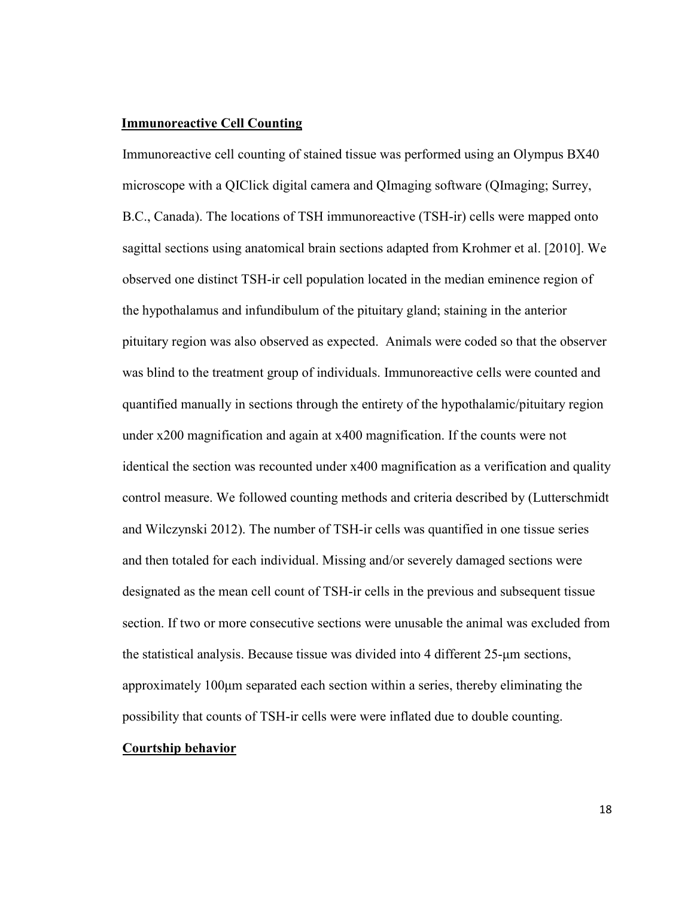**Immunoreactive Cell Counting**

Immunoreactive cell counting of stained tissue was performed using an Olympus BX40 microscope with a QIClick digital camera and QImaging software (QImaging; Surrey, B.C., Canada). The locations of TSH immunoreactive (TSH-ir) cells were mapped onto sagittal sections using anatomical brain sections adapted from Krohmer et al. [2010]. We observed one distinct TSH-ir cell population located in the median eminence region of the hypothalamus and infundibulum of the pituitary gland; staining in the anterior pituitary region was also observed as expected. Animals were coded so that the observer was blind to the treatment group of individuals. Immunoreactive cells were counted and quantified manually in sections through the entirety of the hypothalamic/pituitary region under x200 magnification and again at x400 magnification. If the counts were not identical the section was recounted under x400 magnification as a verification and quality control measure. We followed counting methods and criteria described by (Lutterschmidt and Wilczynski 2012). The number of TSH-ir cells was quantified in one tissue series and then totaled for each individual. Missing and/or severely damaged sections were designated as the mean cell count of TSH-ir cells in the previous and subsequent tissue section. If two or more consecutive sections were unusable the animal was excluded from the statistical analysis. Because tissue was divided into 4 different 25-μm sections, approximately 100μm separated each section within a series, thereby eliminating the possibility that counts of TSH-ir cells were were inflated due to double counting.

**Courtship behavior**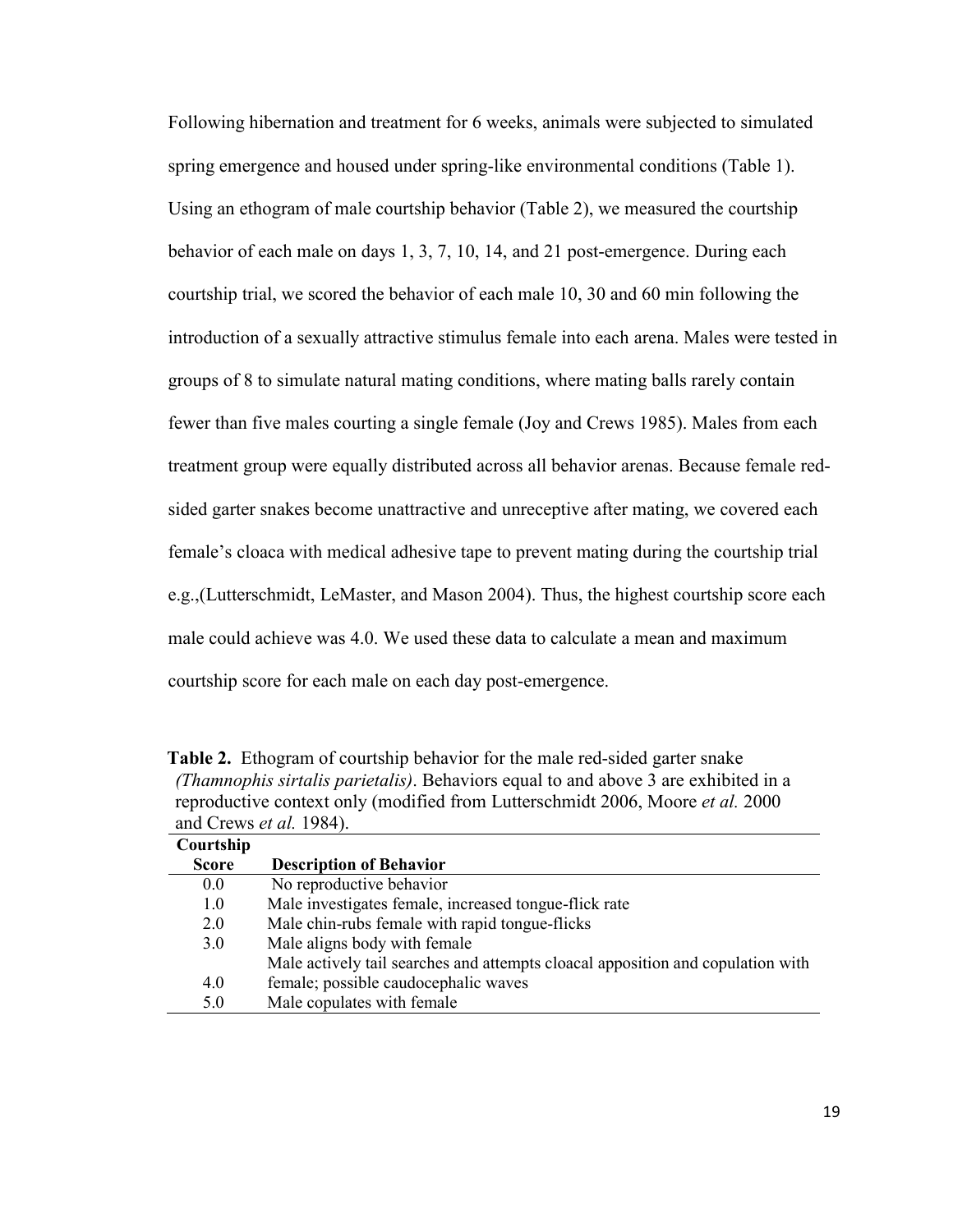Following hibernation and treatment for 6 weeks, animals were subjected to simulated spring emergence and housed under spring-like environmental conditions (Table 1). Using an ethogram of male courtship behavior (Table 2), we measured the courtship behavior of each male on days 1, 3, 7, 10, 14, and 21 post-emergence. During each courtship trial, we scored the behavior of each male 10, 30 and 60 min following the introduction of a sexually attractive stimulus female into each arena. Males were tested in groups of 8 to simulate natural mating conditions, where mating balls rarely contain fewer than five males courting a single female (Joy and Crews 1985). Males from each treatment group were equally distributed across all behavior arenas. Because female red-sided garter snakes become unattractive and unreceptive after mating, we covered each female's cloaca with medical adhesive tape to prevent mating during the courtship trial e.g.,(Lutterschmidt, LeMaster, and Mason 2004). Thus, the highest courtship score each male could achieve was 4.0. We used these data to calculate a mean and maximum courtship score for each male on each day post-emergence.

**Table 2.** Ethogram of courtship behavior for the male red-sided garter snake *(Thamnophis sirtalis parietalis)*. Behaviors equal to and above 3 are exhibited in a reproductive context only (modified from Lutterschmidt 2006, Moore *et al.* 2000 and Crews *et al.* 1984).

| Courtship Score | Description of Behavior |
|---|---|
| 0.0 | No reproductive behavior |
| 1.0 | Male investigates female, increased tongue-flick rate |
| 2.0 | Male chin-rubs female with rapid tongue-flicks |
| 3.0 | Male aligns body with female |
| 4.0 | Male actively tail searches and attempts cloacal apposition and copulation with female; possible caudocephalic waves |
| 5.0 | Male copulates with female |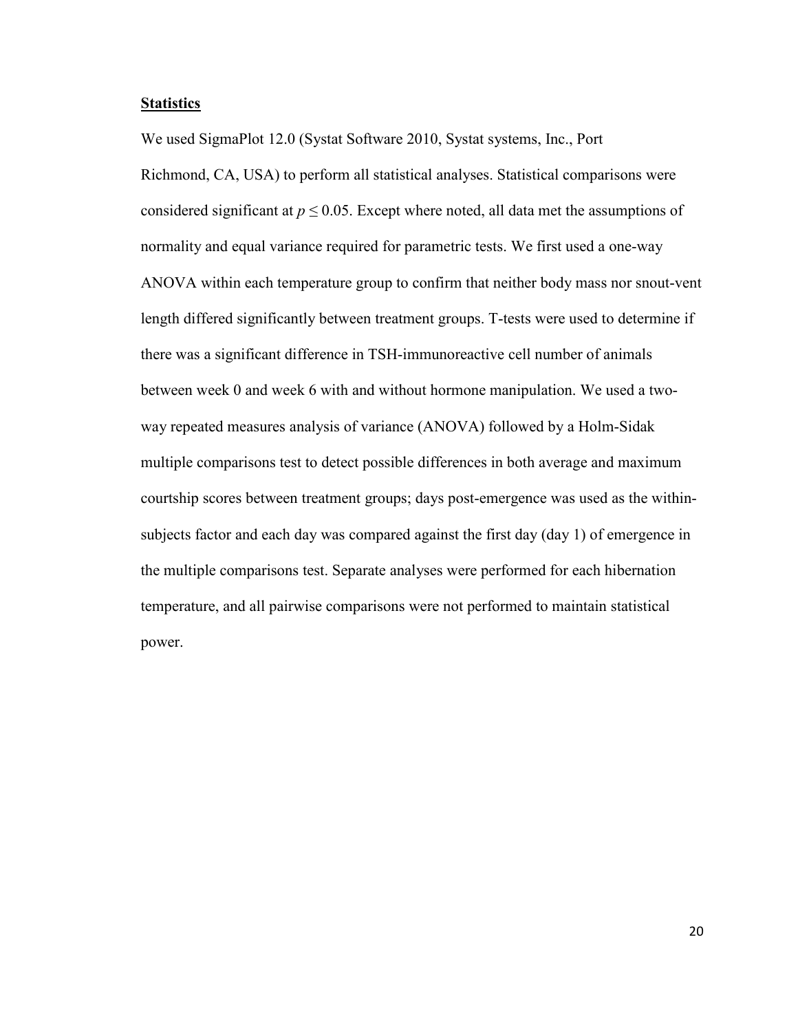**Statistics**

We used SigmaPlot 12.0 (Systat Software 2010, Systat systems, Inc., Port Richmond, CA, USA) to perform all statistical analyses. Statistical comparisons were considered significant at $p \leq 0.05$. Except where noted, all data met the assumptions of normality and equal variance required for parametric tests. We first used a one-way ANOVA within each temperature group to confirm that neither body mass nor snout-vent length differed significantly between treatment groups. T-tests were used to determine if there was a significant difference in TSH-immunoreactive cell number of animals between week 0 and week 6 with and without hormone manipulation. We used a two-way repeated measures analysis of variance (ANOVA) followed by a Holm-Sidak multiple comparisons test to detect possible differences in both average and maximum courtship scores between treatment groups; days post-emergence was used as the within-subjects factor and each day was compared against the first day (day 1) of emergence in the multiple comparisons test. Separate analyses were performed for each hibernation temperature, and all pairwise comparisons were not performed to maintain statistical power.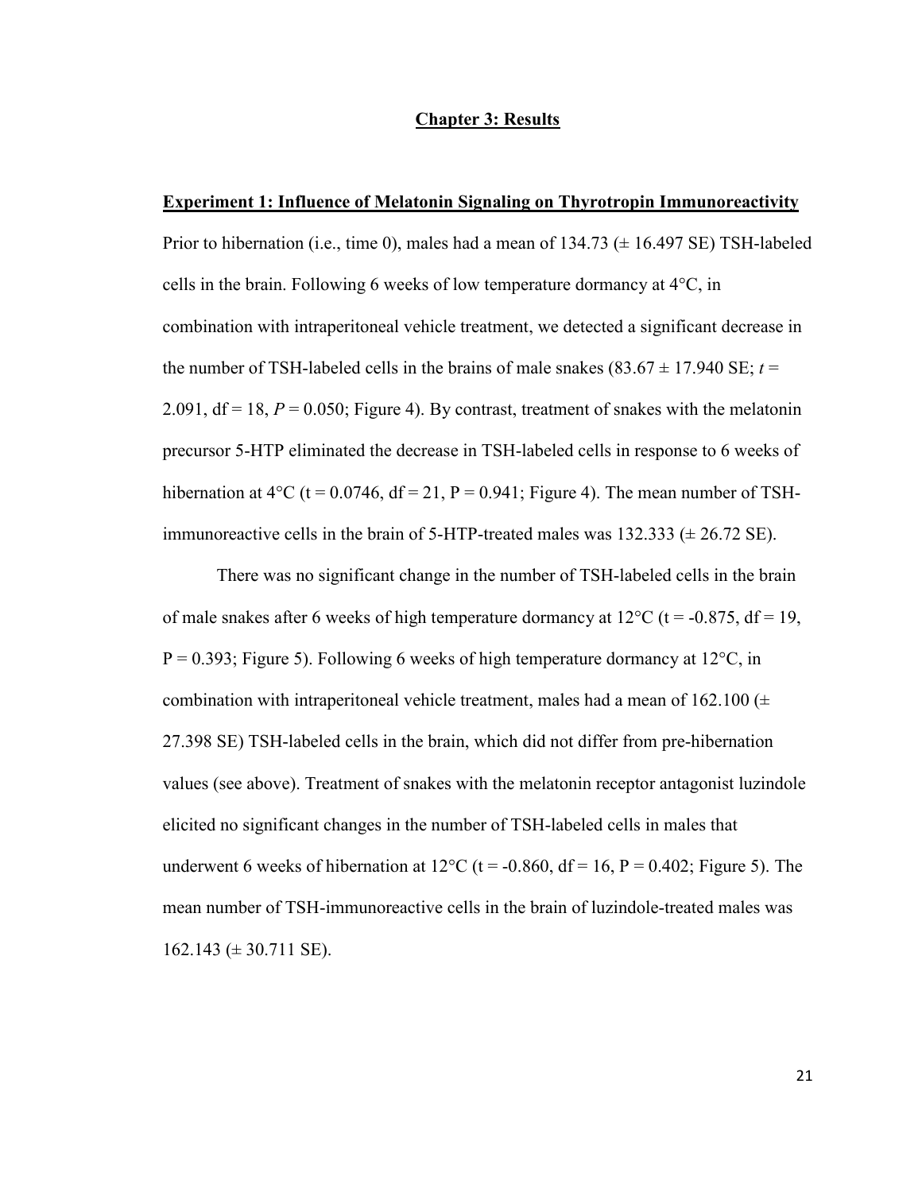# Chapter 3: Results

## Experiment 1: Influence of Melatonin Signaling on Thyrotropin Immunoreactivity

Prior to hibernation (i.e., time 0), males had a mean of 134.73 (± 16.497 SE) TSH-labeled cells in the brain. Following 6 weeks of low temperature dormancy at 4°C, in combination with intraperitoneal vehicle treatment, we detected a significant decrease in the number of TSH-labeled cells in the brains of male snakes (83.67 ± 17.940 SE; $t = 2.091$, df = 18, $P = 0.050$; Figure 4). By contrast, treatment of snakes with the melatonin precursor 5-HTP eliminated the decrease in TSH-labeled cells in response to 6 weeks of hibernation at 4°C ($t = 0.0746$, df = 21, $P = 0.941$; Figure 4). The mean number of TSH-immunoreactive cells in the brain of 5-HTP-treated males was 132.333 (± 26.72 SE).

There was no significant change in the number of TSH-labeled cells in the brain of male snakes after 6 weeks of high temperature dormancy at 12°C ($t = -0.875$, df = 19, $P = 0.393$; Figure 5). Following 6 weeks of high temperature dormancy at 12°C, in combination with intraperitoneal vehicle treatment, males had a mean of 162.100 (± 27.398 SE) TSH-labeled cells in the brain, which did not differ from pre-hibernation values (see above). Treatment of snakes with the melatonin receptor antagonist luzindole elicited no significant changes in the number of TSH-labeled cells in males that underwent 6 weeks of hibernation at 12°C ($t = -0.860$, df = 16, $P = 0.402$; Figure 5). The mean number of TSH-immunoreactive cells in the brain of luzindole-treated males was 162.143 (± 30.711 SE).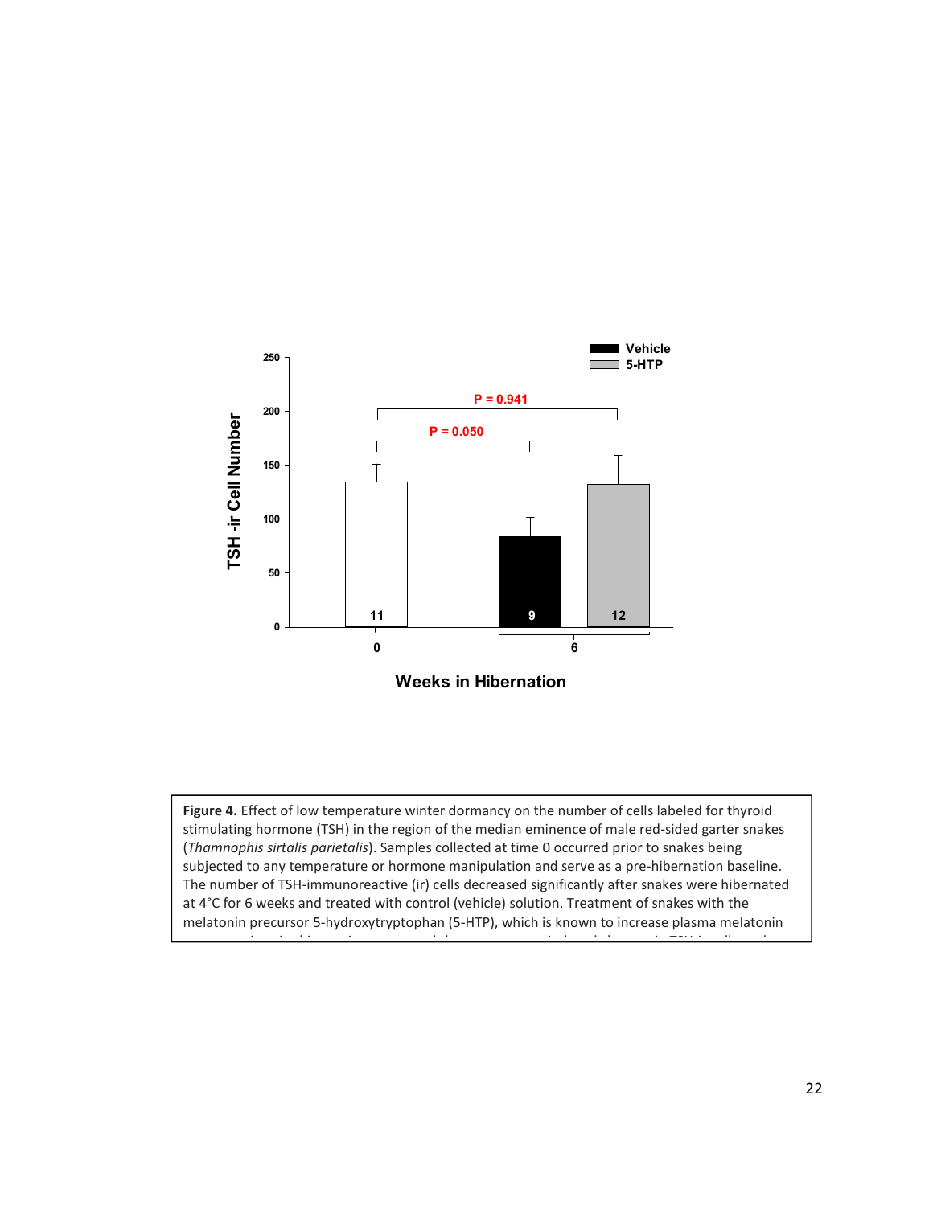**Figure 4.** Effect of low temperature winter dormancy on the number of cells labeled for thyroid stimulating hormone (TSH) in the region of the median eminence of male red-sided garter snakes (*Thamnophis sirtalis parietalis*). Samples collected at time 0 occurred prior to snakes being subjected to any temperature or hormone manipulation and serve as a pre-hibernation baseline. The number of TSH-immunoreactive (ir) cells decreased significantly after snakes were hibernated at 4°C for 6 weeks and treated with control (vehicle) solution. Treatment of snakes with the melatonin precursor 5-hydroxytryptophan (5-HTP), which is known to increase plasma melatonin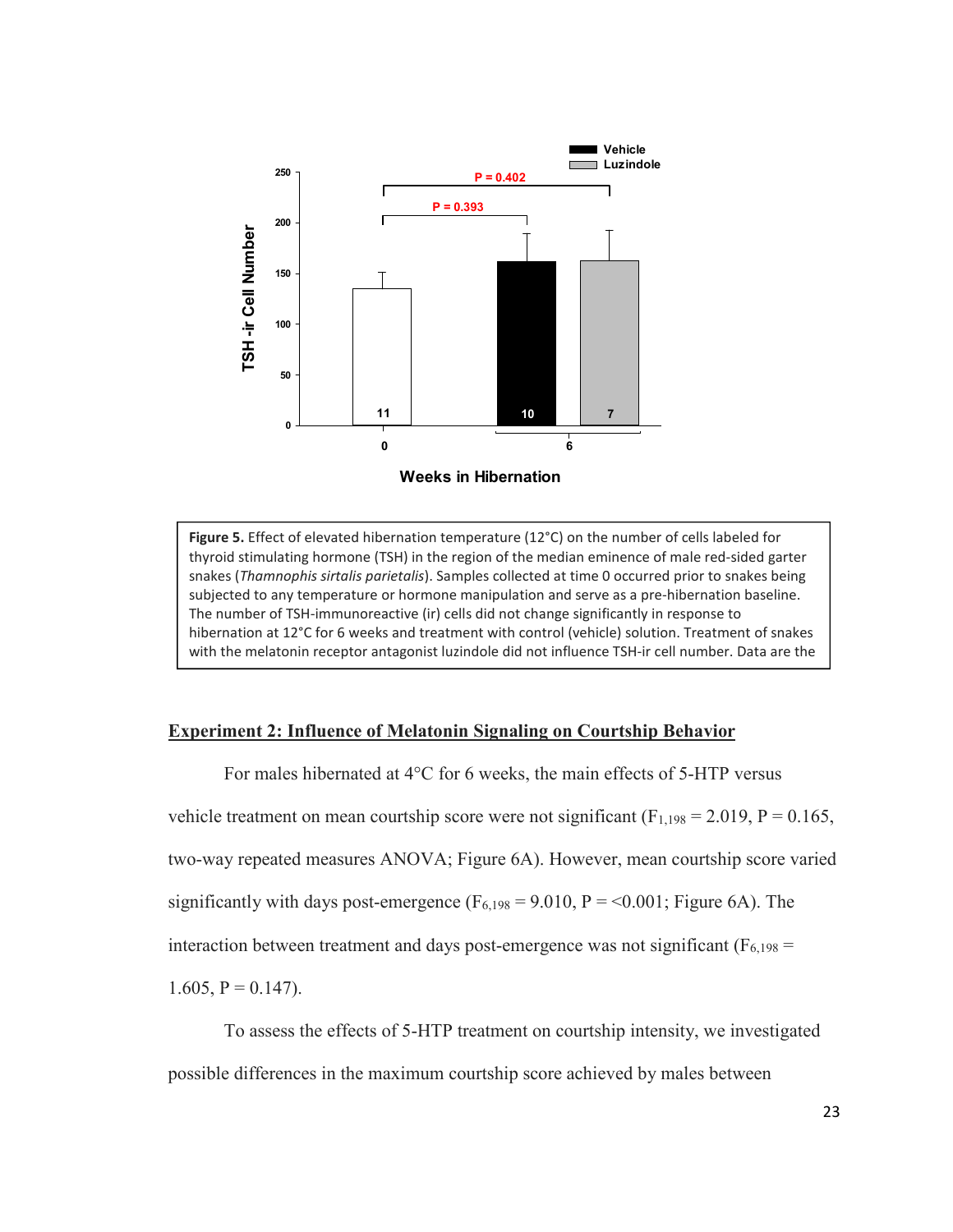**Figure 5.** Effect of elevated hibernation temperature (12°C) on the number of cells labeled for thyroid stimulating hormone (TSH) in the region of the median eminence of male red-sided garter snakes (*Thamnophis sirtalis parietalis*). Samples collected at time 0 occurred prior to snakes being subjected to any temperature or hormone manipulation and serve as a pre-hibernation baseline. The number of TSH-immunoreactive (ir) cells did not change significantly in response to hibernation at 12°C for 6 weeks and treatment with control (vehicle) solution. Treatment of snakes with the melatonin receptor antagonist luzindole did not influence TSH-ir cell number. Data are the

## Experiment 2: Influence of Melatonin Signaling on Courtship Behavior

For males hibernated at 4°C for 6 weeks, the main effects of 5-HTP versus vehicle treatment on mean courtship score were not significant ($F_{1,198} = 2.019$, $P = 0.165$, two-way repeated measures ANOVA; Figure 6A). However, mean courtship score varied significantly with days post-emergence ($F_{6,198} = 9.010$, $P = <0.001$; Figure 6A). The interaction between treatment and days post-emergence was not significant ($F_{6,198} = 1.605$, $P = 0.147$).

To assess the effects of 5-HTP treatment on courtship intensity, we investigated possible differences in the maximum courtship score achieved by males between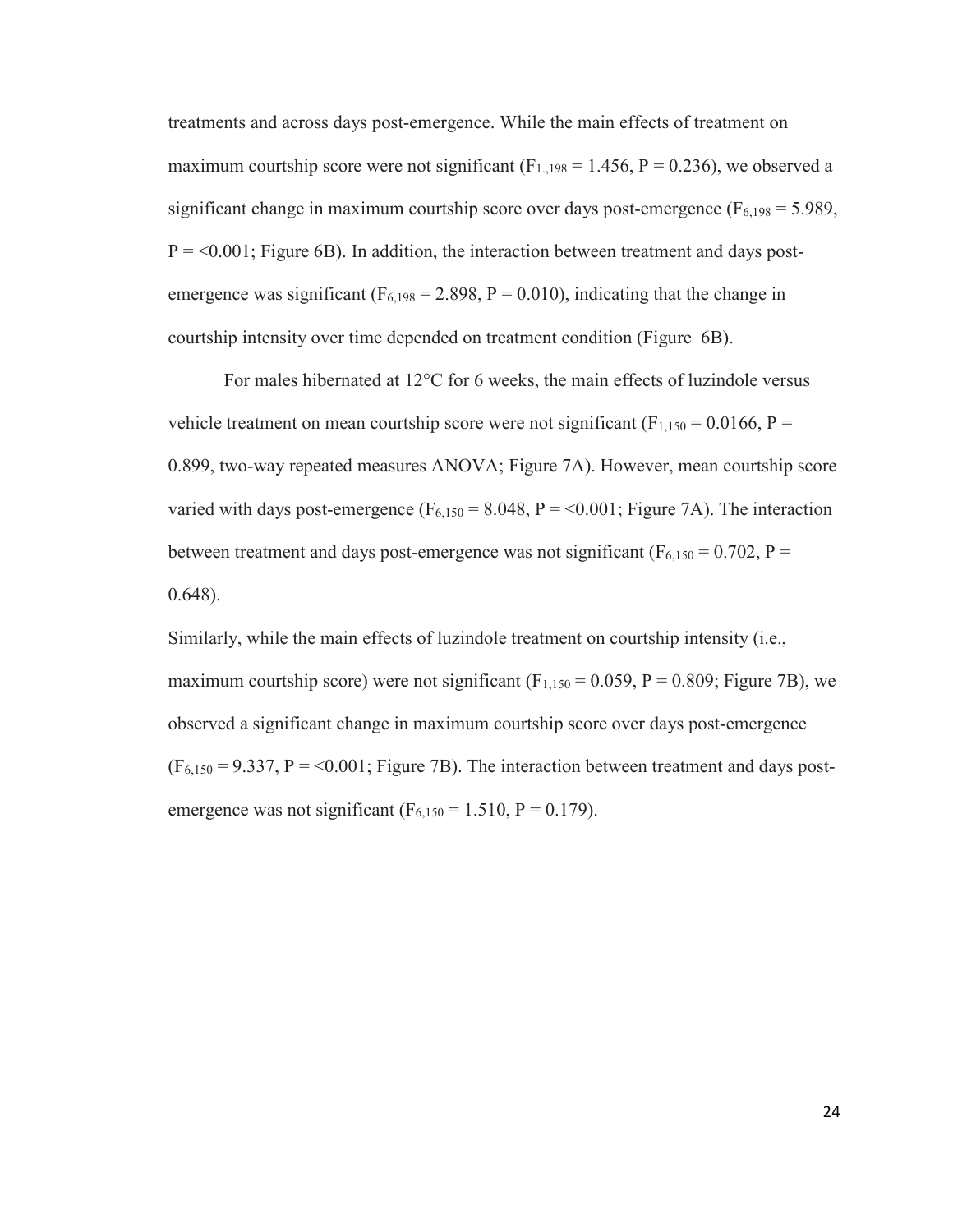treatments and across days post-emergence. While the main effects of treatment on maximum courtship score were not significant ($F_{1.,198} = 1.456$, $P = 0.236$), we observed a significant change in maximum courtship score over days post-emergence ($F_{6,198} = 5.989$, $P = <0.001$; Figure 6B). In addition, the interaction between treatment and days post-emergence was significant ($F_{6,198} = 2.898$, $P = 0.010$), indicating that the change in courtship intensity over time depended on treatment condition (Figure 6B).

For males hibernated at 12°C for 6 weeks, the main effects of luzindole versus vehicle treatment on mean courtship score were not significant ($F_{1,150} = 0.0166$, $P = 0.899$, two-way repeated measures ANOVA; Figure 7A). However, mean courtship score varied with days post-emergence ($F_{6,150} = 8.048$, $P = <0.001$; Figure 7A). The interaction between treatment and days post-emergence was not significant ($F_{6,150} = 0.702$, $P = 0.648$).

Similarly, while the main effects of luzindole treatment on courtship intensity (i.e., maximum courtship score) were not significant ($F_{1,150} = 0.059$, $P = 0.809$; Figure 7B), we observed a significant change in maximum courtship score over days post-emergence ($F_{6,150} = 9.337$, $P = <0.001$; Figure 7B). The interaction between treatment and days post-emergence was not significant ($F_{6,150} = 1.510$, $P = 0.179$).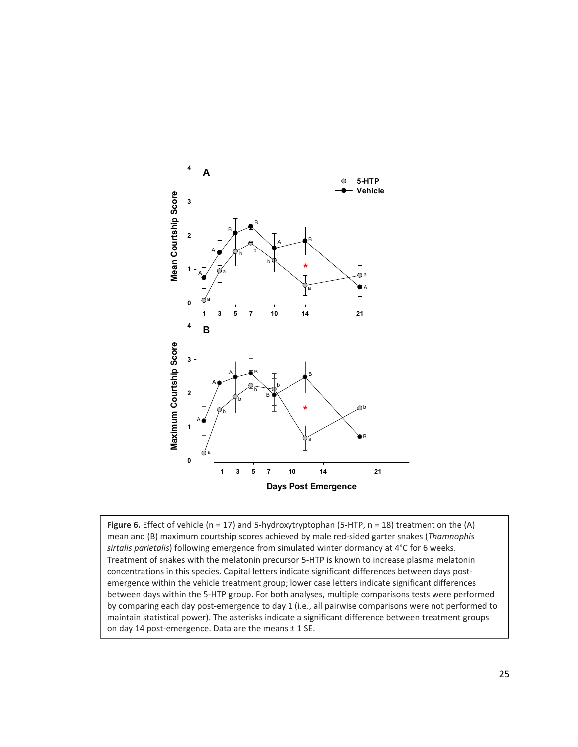**Figure 6.** Effect of vehicle (n = 17) and 5-hydroxytryptophan (5-HTP, n = 18) treatment on the (A) mean and (B) maximum courtship scores achieved by male red-sided garter snakes (*Thamnophis sirtalis parietalis*) following emergence from simulated winter dormancy at 4°C for 6 weeks. Treatment of snakes with the melatonin precursor 5-HTP is known to increase plasma melatonin concentrations in this species. Capital letters indicate significant differences between days post-emergence within the vehicle treatment group; lower case letters indicate significant differences between days within the 5-HTP group. For both analyses, multiple comparisons tests were performed by comparing each day post-emergence to day 1 (i.e., all pairwise comparisons were not performed to maintain statistical power). The asterisks indicate a significant difference between treatment groups on day 14 post-emergence. Data are the means ± 1 SE.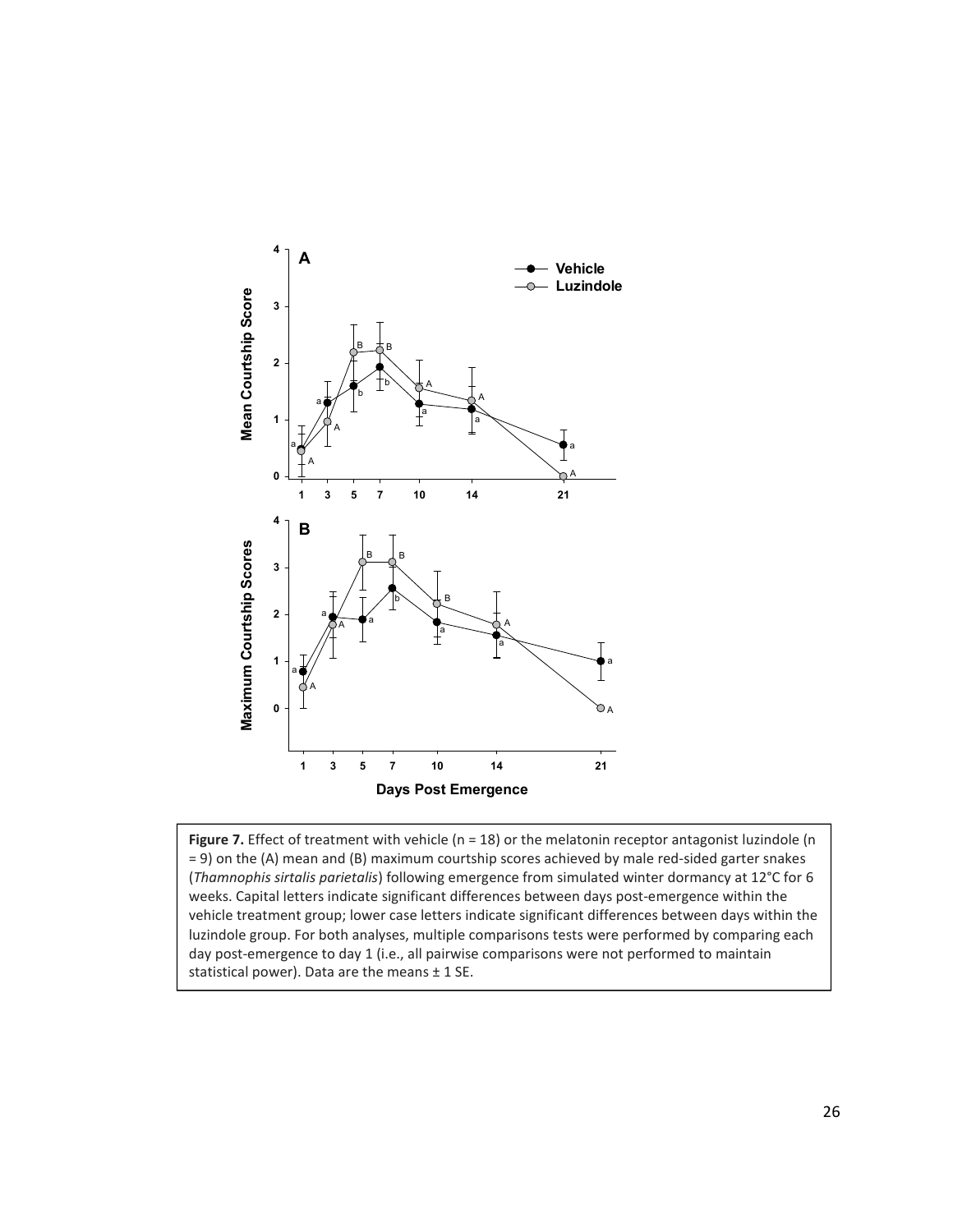**Figure 7.** Effect of treatment with vehicle (n = 18) or the melatonin receptor antagonist luzindole (n = 9) on the (A) mean and (B) maximum courtship scores achieved by male red-sided garter snakes (*Thamnophis sirtalis parietalis*) following emergence from simulated winter dormancy at 12°C for 6 weeks. Capital letters indicate significant differences between days post-emergence within the vehicle treatment group; lower case letters indicate significant differences between days within the luzindole group. For both analyses, multiple comparisons tests were performed by comparing each day post-emergence to day 1 (i.e., all pairwise comparisons were not performed to maintain statistical power). Data are the means ± 1 SE.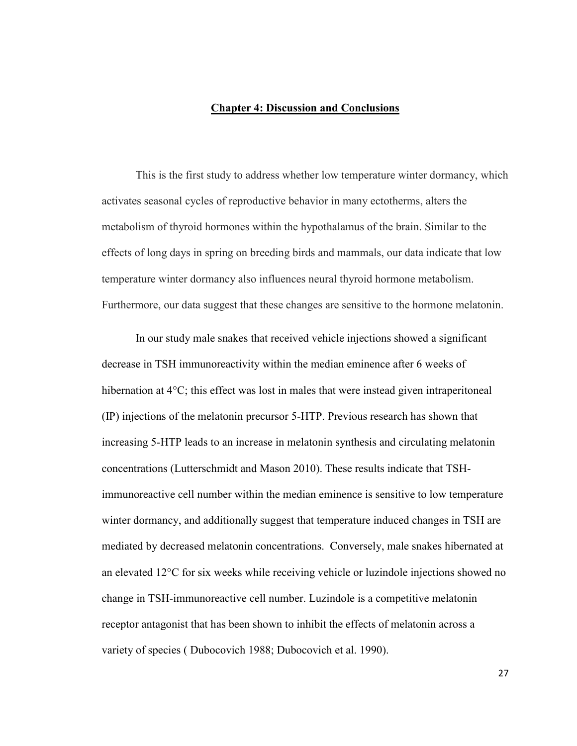# Chapter 4: Discussion and Conclusions

This is the first study to address whether low temperature winter dormancy, which activates seasonal cycles of reproductive behavior in many ectotherms, alters the metabolism of thyroid hormones within the hypothalamus of the brain. Similar to the effects of long days in spring on breeding birds and mammals, our data indicate that low temperature winter dormancy also influences neural thyroid hormone metabolism. Furthermore, our data suggest that these changes are sensitive to the hormone melatonin.

In our study male snakes that received vehicle injections showed a significant decrease in TSH immunoreactivity within the median eminence after 6 weeks of hibernation at 4°C; this effect was lost in males that were instead given intraperitoneal (IP) injections of the melatonin precursor 5-HTP. Previous research has shown that increasing 5-HTP leads to an increase in melatonin synthesis and circulating melatonin concentrations (Lutterschmidt and Mason 2010). These results indicate that TSH-immunoreactive cell number within the median eminence is sensitive to low temperature winter dormancy, and additionally suggest that temperature induced changes in TSH are mediated by decreased melatonin concentrations. Conversely, male snakes hibernated at an elevated 12°C for six weeks while receiving vehicle or luzindole injections showed no change in TSH-immunoreactive cell number. Luzindole is a competitive melatonin receptor antagonist that has been shown to inhibit the effects of melatonin across a variety of species ( Dubocovich 1988; Dubocovich et al. 1990).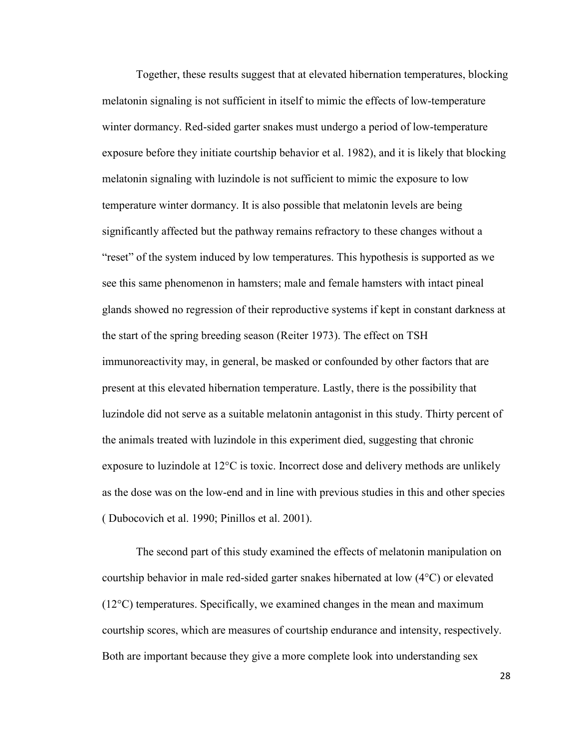Together, these results suggest that at elevated hibernation temperatures, blocking melatonin signaling is not sufficient in itself to mimic the effects of low-temperature winter dormancy. Red-sided garter snakes must undergo a period of low-temperature exposure before they initiate courtship behavior et al. 1982), and it is likely that blocking melatonin signaling with luzindole is not sufficient to mimic the exposure to low temperature winter dormancy. It is also possible that melatonin levels are being significantly affected but the pathway remains refractory to these changes without a "reset" of the system induced by low temperatures. This hypothesis is supported as we see this same phenomenon in hamsters; male and female hamsters with intact pineal glands showed no regression of their reproductive systems if kept in constant darkness at the start of the spring breeding season (Reiter 1973). The effect on TSH immunoreactivity may, in general, be masked or confounded by other factors that are present at this elevated hibernation temperature. Lastly, there is the possibility that luzindole did not serve as a suitable melatonin antagonist in this study. Thirty percent of the animals treated with luzindole in this experiment died, suggesting that chronic exposure to luzindole at 12°C is toxic. Incorrect dose and delivery methods are unlikely as the dose was on the low-end and in line with previous studies in this and other species ( Dubocovich et al. 1990; Pinillos et al. 2001).

The second part of this study examined the effects of melatonin manipulation on courtship behavior in male red-sided garter snakes hibernated at low (4°C) or elevated (12°C) temperatures. Specifically, we examined changes in the mean and maximum courtship scores, which are measures of courtship endurance and intensity, respectively. Both are important because they give a more complete look into understanding sex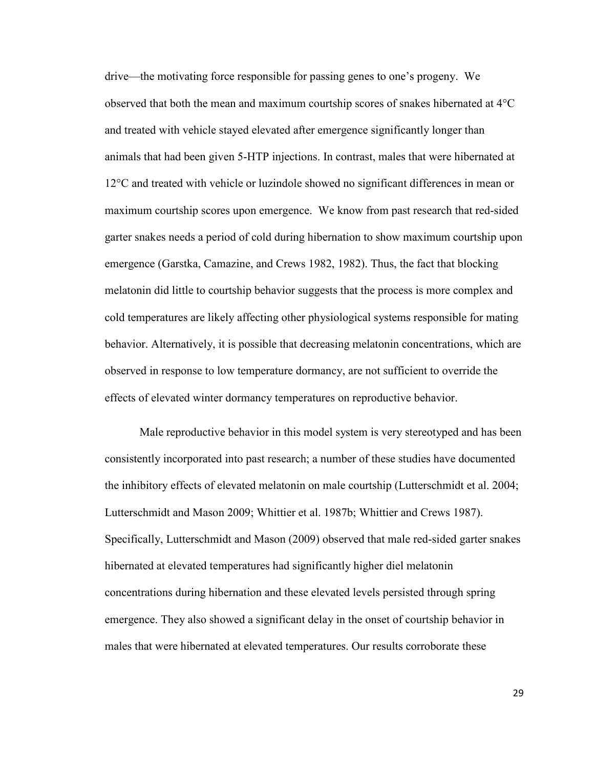drive—the motivating force responsible for passing genes to one's progeny. We observed that both the mean and maximum courtship scores of snakes hibernated at 4°C and treated with vehicle stayed elevated after emergence significantly longer than animals that had been given 5-HTP injections. In contrast, males that were hibernated at 12°C and treated with vehicle or luzindole showed no significant differences in mean or maximum courtship scores upon emergence. We know from past research that red-sided garter snakes needs a period of cold during hibernation to show maximum courtship upon emergence (Garstka, Camazine, and Crews 1982, 1982). Thus, the fact that blocking melatonin did little to courtship behavior suggests that the process is more complex and cold temperatures are likely affecting other physiological systems responsible for mating behavior. Alternatively, it is possible that decreasing melatonin concentrations, which are observed in response to low temperature dormancy, are not sufficient to override the effects of elevated winter dormancy temperatures on reproductive behavior.

Male reproductive behavior in this model system is very stereotyped and has been consistently incorporated into past research; a number of these studies have documented the inhibitory effects of elevated melatonin on male courtship (Lutterschmidt et al. 2004; Lutterschmidt and Mason 2009; Whittier et al. 1987b; Whittier and Crews 1987). Specifically, Lutterschmidt and Mason (2009) observed that male red-sided garter snakes hibernated at elevated temperatures had significantly higher diel melatonin concentrations during hibernation and these elevated levels persisted through spring emergence. They also showed a significant delay in the onset of courtship behavior in males that were hibernated at elevated temperatures. Our results corroborate these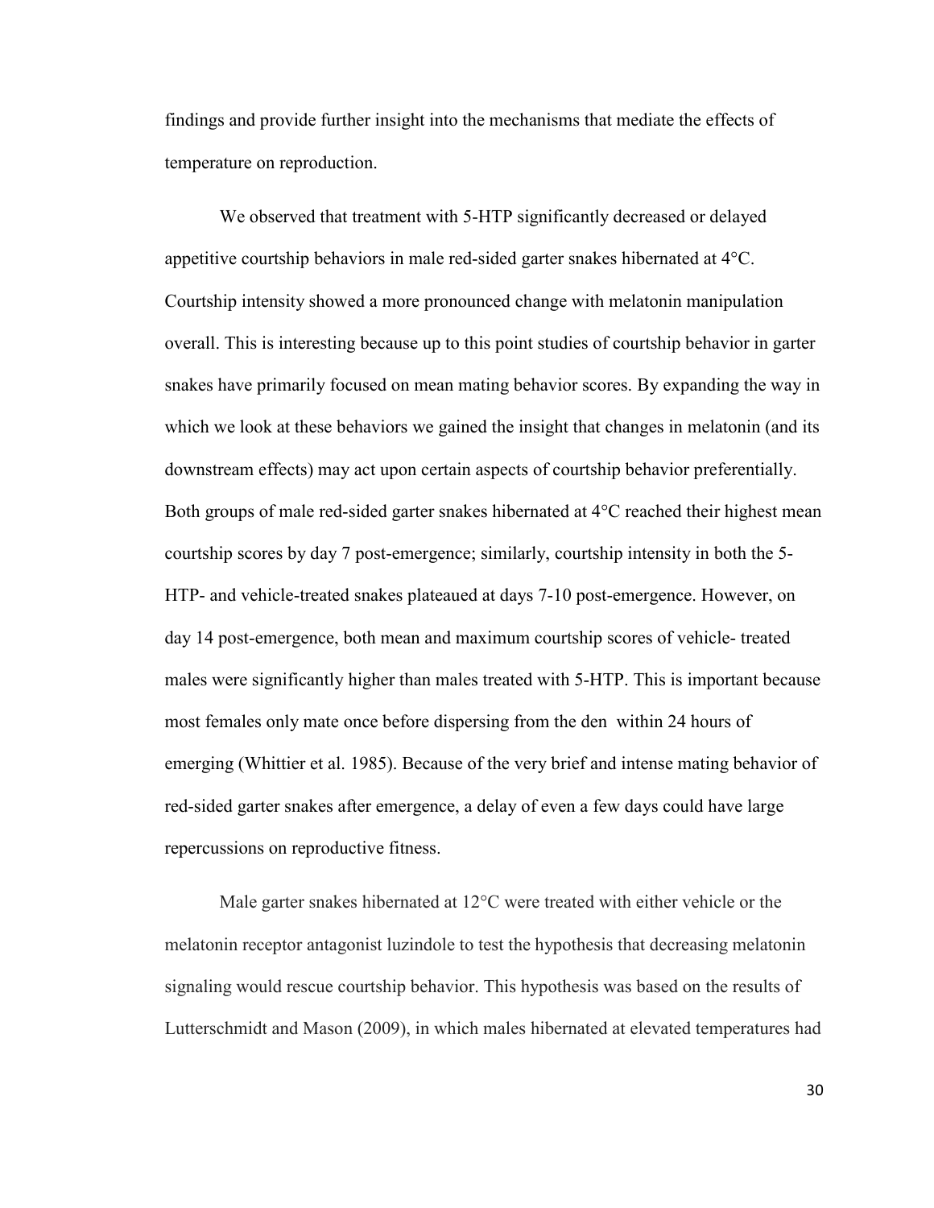findings and provide further insight into the mechanisms that mediate the effects of temperature on reproduction.

We observed that treatment with 5-HTP significantly decreased or delayed appetitive courtship behaviors in male red-sided garter snakes hibernated at 4°C. Courtship intensity showed a more pronounced change with melatonin manipulation overall. This is interesting because up to this point studies of courtship behavior in garter snakes have primarily focused on mean mating behavior scores. By expanding the way in which we look at these behaviors we gained the insight that changes in melatonin (and its downstream effects) may act upon certain aspects of courtship behavior preferentially. Both groups of male red-sided garter snakes hibernated at 4°C reached their highest mean courtship scores by day 7 post-emergence; similarly, courtship intensity in both the 5-HTP- and vehicle-treated snakes plateaued at days 7-10 post-emergence. However, on day 14 post-emergence, both mean and maximum courtship scores of vehicle- treated males were significantly higher than males treated with 5-HTP. This is important because most females only mate once before dispersing from the den within 24 hours of emerging (Whittier et al. 1985). Because of the very brief and intense mating behavior of red-sided garter snakes after emergence, a delay of even a few days could have large repercussions on reproductive fitness.

Male garter snakes hibernated at 12°C were treated with either vehicle or the melatonin receptor antagonist luzindole to test the hypothesis that decreasing melatonin signaling would rescue courtship behavior. This hypothesis was based on the results of Lutterschmidt and Mason (2009), in which males hibernated at elevated temperatures had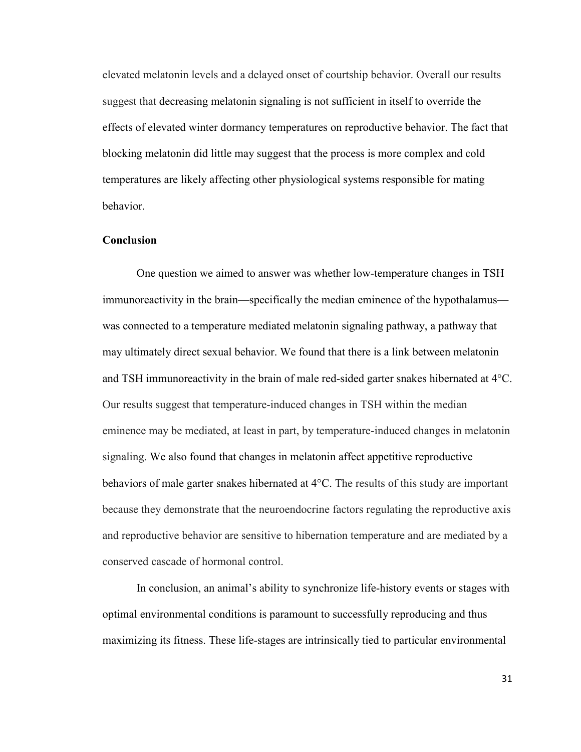elevated melatonin levels and a delayed onset of courtship behavior. Overall our results suggest that decreasing melatonin signaling is not sufficient in itself to override the effects of elevated winter dormancy temperatures on reproductive behavior. The fact that blocking melatonin did little may suggest that the process is more complex and cold temperatures are likely affecting other physiological systems responsible for mating behavior.

**Conclusion**

One question we aimed to answer was whether low-temperature changes in TSH immunoreactivity in the brain—specifically the median eminence of the hypothalamus—was connected to a temperature mediated melatonin signaling pathway, a pathway that may ultimately direct sexual behavior. We found that there is a link between melatonin and TSH immunoreactivity in the brain of male red-sided garter snakes hibernated at 4°C. Our results suggest that temperature-induced changes in TSH within the median eminence may be mediated, at least in part, by temperature-induced changes in melatonin signaling. We also found that changes in melatonin affect appetitive reproductive behaviors of male garter snakes hibernated at 4°C. The results of this study are important because they demonstrate that the neuroendocrine factors regulating the reproductive axis and reproductive behavior are sensitive to hibernation temperature and are mediated by a conserved cascade of hormonal control.

In conclusion, an animal's ability to synchronize life-history events or stages with optimal environmental conditions is paramount to successfully reproducing and thus maximizing its fitness. These life-stages are intrinsically tied to particular environmental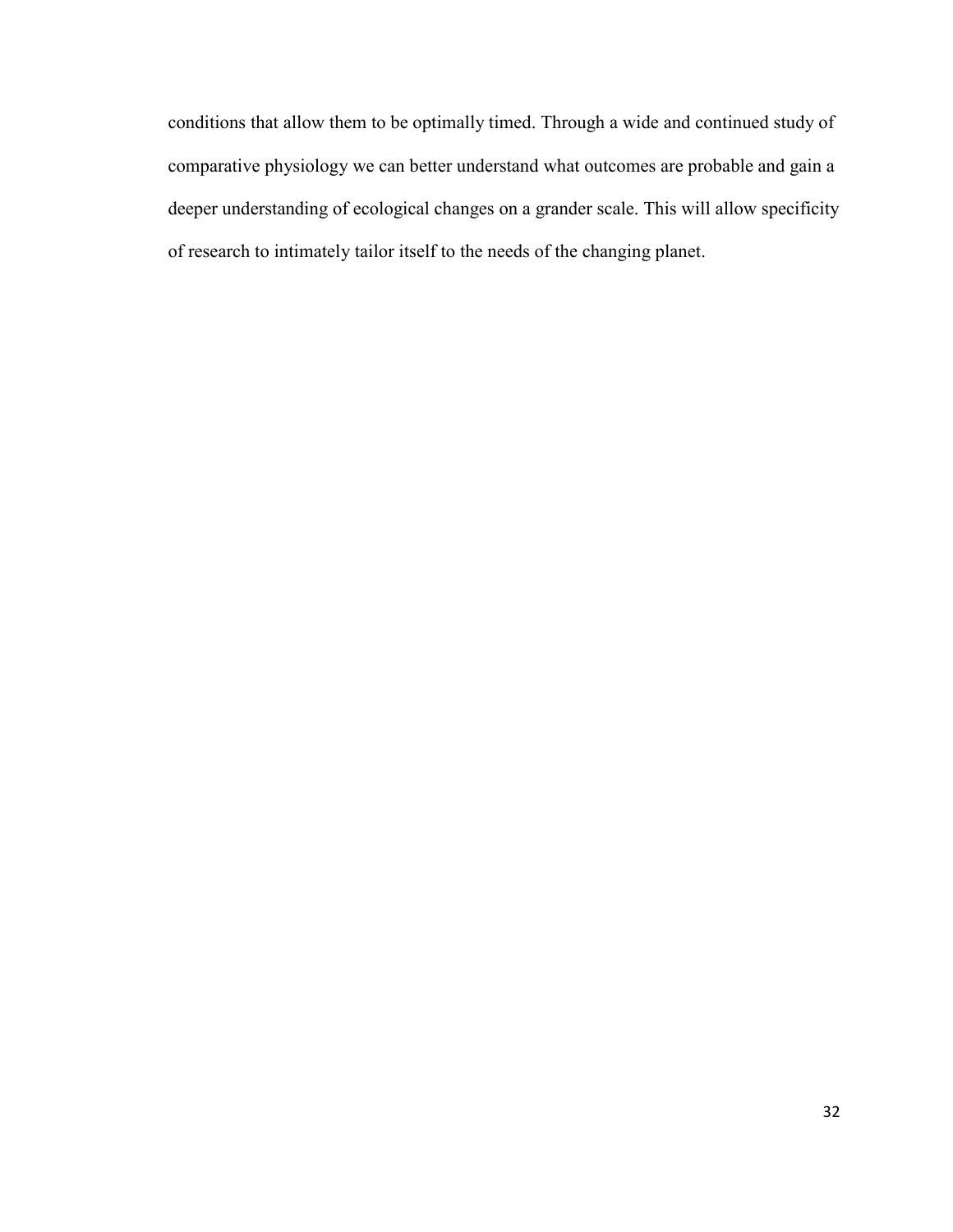conditions that allow them to be optimally timed. Through a wide and continued study of comparative physiology we can better understand what outcomes are probable and gain a deeper understanding of ecological changes on a grander scale. This will allow specificity of research to intimately tailor itself to the needs of the changing planet.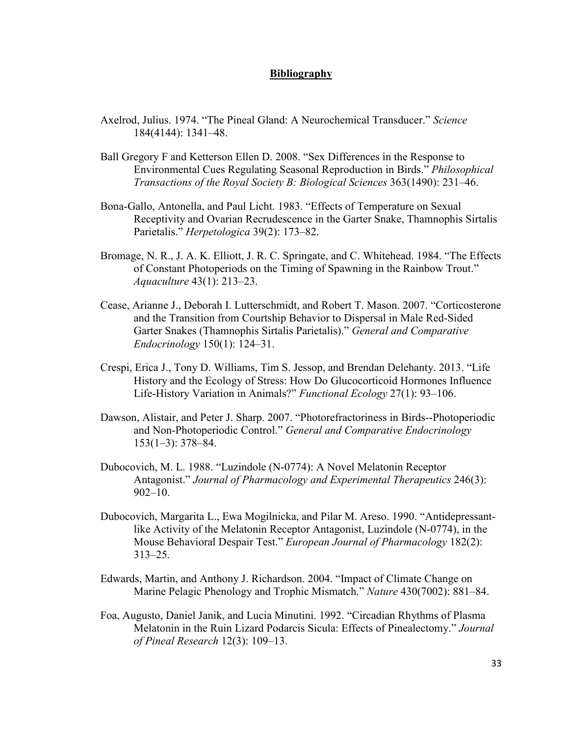# Bibliography

Axelrod, Julius. 1974. "The Pineal Gland: A Neurochemical Transducer." *Science* 184(4144): 1341–48.

Ball Gregory F and Ketterson Ellen D. 2008. "Sex Differences in the Response to Environmental Cues Regulating Seasonal Reproduction in Birds." *Philosophical Transactions of the Royal Society B: Biological Sciences* 363(1490): 231–46.

Bona-Gallo, Antonella, and Paul Licht. 1983. "Effects of Temperature on Sexual Receptivity and Ovarian Recrudescence in the Garter Snake, Thamnophis Sirtalis Parietalis." *Herpetologica* 39(2): 173–82.

Bromage, N. R., J. A. K. Elliott, J. R. C. Springate, and C. Whitehead. 1984. "The Effects of Constant Photoperiods on the Timing of Spawning in the Rainbow Trout." *Aquaculture* 43(1): 213–23.

Cease, Arianne J., Deborah I. Lutterschmidt, and Robert T. Mason. 2007. "Corticosterone and the Transition from Courtship Behavior to Dispersal in Male Red-Sided Garter Snakes (Thamnophis Sirtalis Parietalis)." *General and Comparative Endocrinology* 150(1): 124–31.

Crespi, Erica J., Tony D. Williams, Tim S. Jessop, and Brendan Delehanty. 2013. "Life History and the Ecology of Stress: How Do Glucocorticoid Hormones Influence Life-History Variation in Animals?" *Functional Ecology* 27(1): 93–106.

Dawson, Alistair, and Peter J. Sharp. 2007. "Photorefractoriness in Birds--Photoperiodic and Non-Photoperiodic Control." *General and Comparative Endocrinology* 153(1–3): 378–84.

Dubocovich, M. L. 1988. "Luzindole (N-0774): A Novel Melatonin Receptor Antagonist." *Journal of Pharmacology and Experimental Therapeutics* 246(3): 902–10.

Dubocovich, Margarita L., Ewa Mogilnicka, and Pilar M. Areso. 1990. "Antidepressant-like Activity of the Melatonin Receptor Antagonist, Luzindole (N-0774), in the Mouse Behavioral Despair Test." *European Journal of Pharmacology* 182(2): 313–25.

Edwards, Martin, and Anthony J. Richardson. 2004. "Impact of Climate Change on Marine Pelagic Phenology and Trophic Mismatch." *Nature* 430(7002): 881–84.

Foa, Augusto, Daniel Janik, and Lucia Minutini. 1992. "Circadian Rhythms of Plasma Melatonin in the Ruin Lizard Podarcis Sicula: Effects of Pinealectomy." *Journal of Pineal Research* 12(3): 109–13.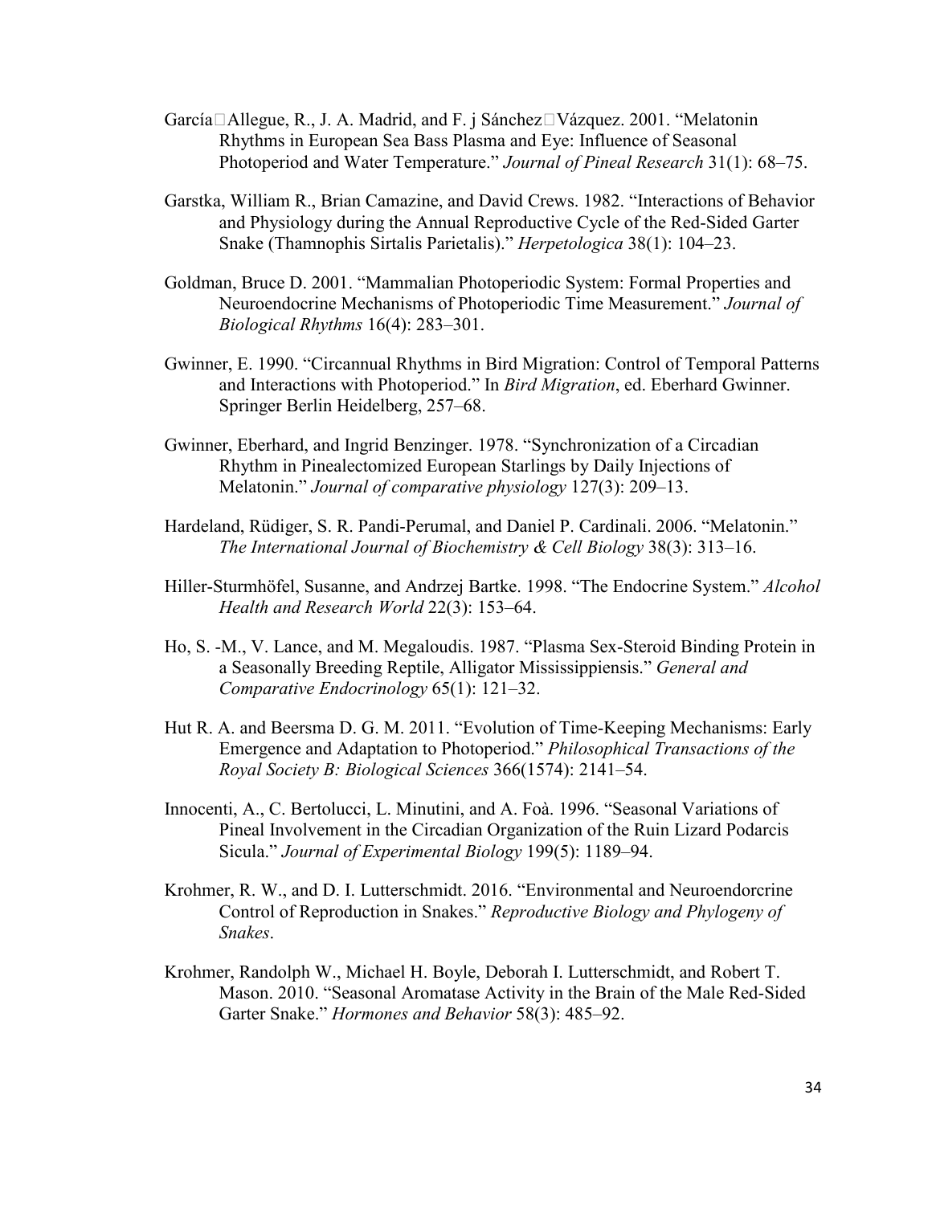García□Allegue, R., J. A. Madrid, and F. j Sánchez□Vázquez. 2001. "Melatonin Rhythms in European Sea Bass Plasma and Eye: Influence of Seasonal Photoperiod and Water Temperature." *Journal of Pineal Research* 31(1): 68–75.

Garstka, William R., Brian Camazine, and David Crews. 1982. "Interactions of Behavior and Physiology during the Annual Reproductive Cycle of the Red-Sided Garter Snake (Thamnophis Sirtalis Parietalis)." *Herpetologica* 38(1): 104–23.

Goldman, Bruce D. 2001. "Mammalian Photoperiodic System: Formal Properties and Neuroendocrine Mechanisms of Photoperiodic Time Measurement." *Journal of Biological Rhythms* 16(4): 283–301.

Gwinner, E. 1990. "Circannual Rhythms in Bird Migration: Control of Temporal Patterns and Interactions with Photoperiod." In *Bird Migration*, ed. Eberhard Gwinner. Springer Berlin Heidelberg, 257–68.

Gwinner, Eberhard, and Ingrid Benzinger. 1978. "Synchronization of a Circadian Rhythm in Pinealectomized European Starlings by Daily Injections of Melatonin." *Journal of comparative physiology* 127(3): 209–13.

Hardeland, Rüdiger, S. R. Pandi-Perumal, and Daniel P. Cardinali. 2006. "Melatonin." *The International Journal of Biochemistry & Cell Biology* 38(3): 313–16.

Hiller-Sturmhöfel, Susanne, and Andrzej Bartke. 1998. "The Endocrine System." *Alcohol Health and Research World* 22(3): 153–64.

Ho, S. -M., V. Lance, and M. Megaloudis. 1987. "Plasma Sex-Steroid Binding Protein in a Seasonally Breeding Reptile, Alligator Mississippiensis." *General and Comparative Endocrinology* 65(1): 121–32.

Hut R. A. and Beersma D. G. M. 2011. "Evolution of Time-Keeping Mechanisms: Early Emergence and Adaptation to Photoperiod." *Philosophical Transactions of the Royal Society B: Biological Sciences* 366(1574): 2141–54.

Innocenti, A., C. Bertolucci, L. Minutini, and A. Foà. 1996. "Seasonal Variations of Pineal Involvement in the Circadian Organization of the Ruin Lizard Podarcis Sicula." *Journal of Experimental Biology* 199(5): 1189–94.

Krohmer, R. W., and D. I. Lutterschmidt. 2016. "Environmental and Neuroendorcrine Control of Reproduction in Snakes." *Reproductive Biology and Phylogeny of Snakes*.

Krohmer, Randolph W., Michael H. Boyle, Deborah I. Lutterschmidt, and Robert T. Mason. 2010. "Seasonal Aromatase Activity in the Brain of the Male Red-Sided Garter Snake." *Hormones and Behavior* 58(3): 485–92.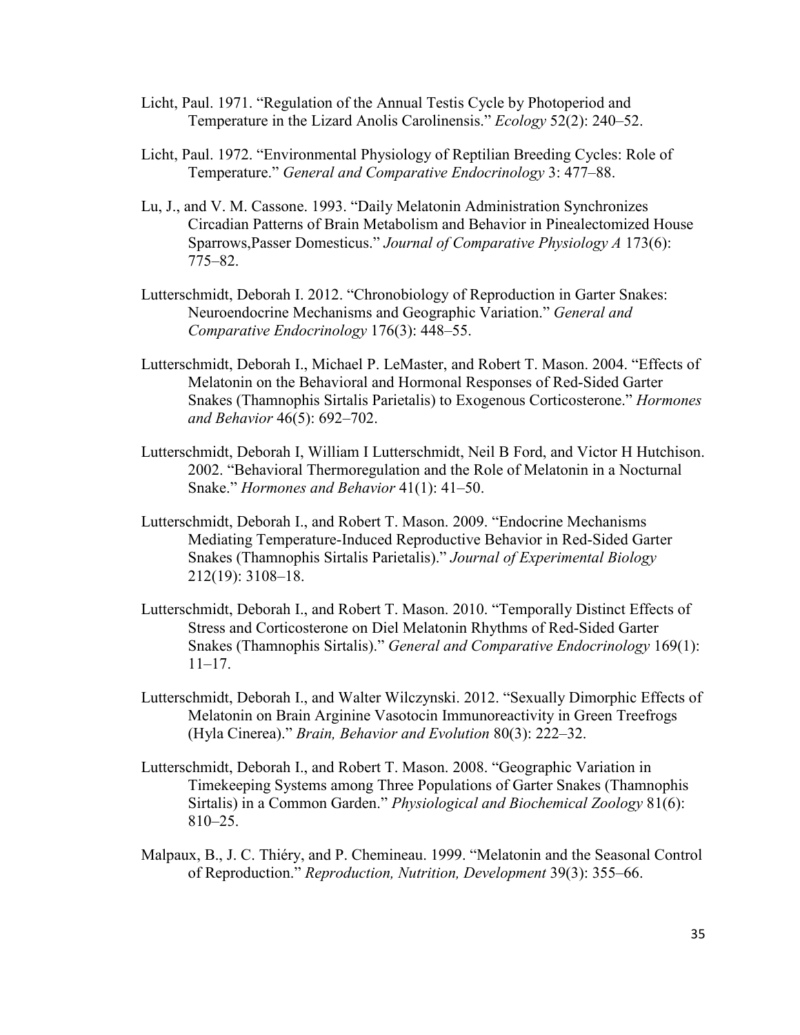Licht, Paul. 1971. "Regulation of the Annual Testis Cycle by Photoperiod and Temperature in the Lizard Anolis Carolinensis." *Ecology* 52(2): 240–52.

Licht, Paul. 1972. "Environmental Physiology of Reptilian Breeding Cycles: Role of Temperature." *General and Comparative Endocrinology* 3: 477–88.

Lu, J., and V. M. Cassone. 1993. "Daily Melatonin Administration Synchronizes Circadian Patterns of Brain Metabolism and Behavior in Pinealectomized House Sparrows,Passer Domesticus." *Journal of Comparative Physiology A* 173(6): 775–82.

Lutterschmidt, Deborah I. 2012. "Chronobiology of Reproduction in Garter Snakes: Neuroendocrine Mechanisms and Geographic Variation." *General and Comparative Endocrinology* 176(3): 448–55.

Lutterschmidt, Deborah I., Michael P. LeMaster, and Robert T. Mason. 2004. "Effects of Melatonin on the Behavioral and Hormonal Responses of Red-Sided Garter Snakes (Thamnophis Sirtalis Parietalis) to Exogenous Corticosterone." *Hormones and Behavior* 46(5): 692–702.

Lutterschmidt, Deborah I, William I Lutterschmidt, Neil B Ford, and Victor H Hutchison. 2002. "Behavioral Thermoregulation and the Role of Melatonin in a Nocturnal Snake." *Hormones and Behavior* 41(1): 41–50.

Lutterschmidt, Deborah I., and Robert T. Mason. 2009. "Endocrine Mechanisms Mediating Temperature-Induced Reproductive Behavior in Red-Sided Garter Snakes (Thamnophis Sirtalis Parietalis)." *Journal of Experimental Biology* 212(19): 3108–18.

Lutterschmidt, Deborah I., and Robert T. Mason. 2010. "Temporally Distinct Effects of Stress and Corticosterone on Diel Melatonin Rhythms of Red-Sided Garter Snakes (Thamnophis Sirtalis)." *General and Comparative Endocrinology* 169(1): 11–17.

Lutterschmidt, Deborah I., and Walter Wilczynski. 2012. "Sexually Dimorphic Effects of Melatonin on Brain Arginine Vasotocin Immunoreactivity in Green Treefrogs (Hyla Cinerea)." *Brain, Behavior and Evolution* 80(3): 222–32.

Lutterschmidt, Deborah I., and Robert T. Mason. 2008. "Geographic Variation in Timekeeping Systems among Three Populations of Garter Snakes (Thamnophis Sirtalis) in a Common Garden." *Physiological and Biochemical Zoology* 81(6): 810–25.

Malpaux, B., J. C. Thiéry, and P. Chemineau. 1999. "Melatonin and the Seasonal Control of Reproduction." *Reproduction, Nutrition, Development* 39(3): 355–66.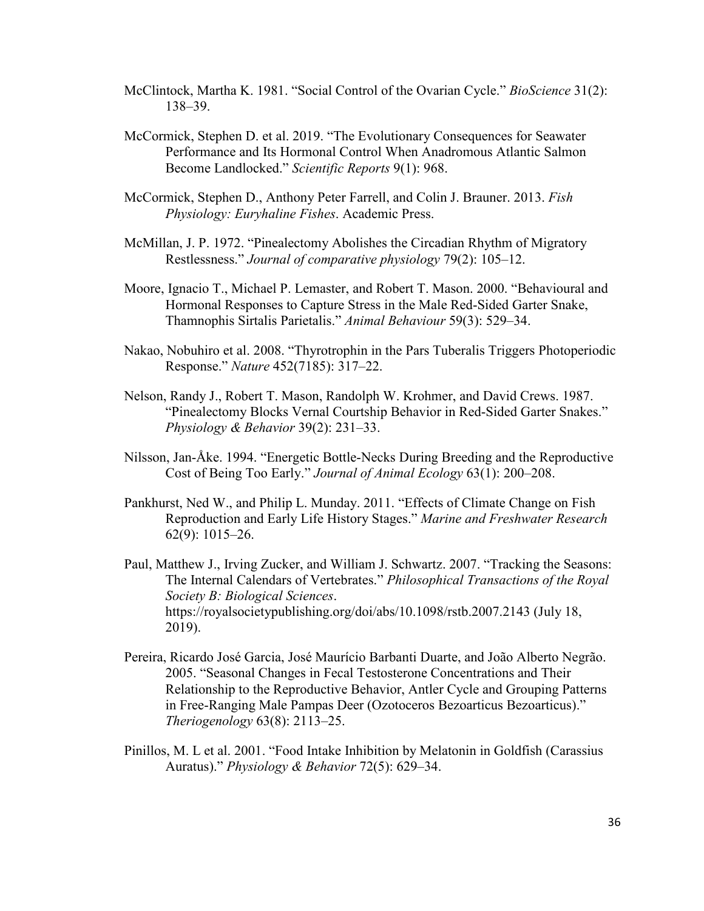McClintock, Martha K. 1981. "Social Control of the Ovarian Cycle." *BioScience* 31(2): 138–39.

McCormick, Stephen D. et al. 2019. "The Evolutionary Consequences for Seawater Performance and Its Hormonal Control When Anadromous Atlantic Salmon Become Landlocked." *Scientific Reports* 9(1): 968.

McCormick, Stephen D., Anthony Peter Farrell, and Colin J. Brauner. 2013. *Fish Physiology: Euryhaline Fishes*. Academic Press.

McMillan, J. P. 1972. "Pinealectomy Abolishes the Circadian Rhythm of Migratory Restlessness." *Journal of comparative physiology* 79(2): 105–12.

Moore, Ignacio T., Michael P. Lemaster, and Robert T. Mason. 2000. "Behavioural and Hormonal Responses to Capture Stress in the Male Red-Sided Garter Snake, Thamnophis Sirtalis Parietalis." *Animal Behaviour* 59(3): 529–34.

Nakao, Nobuhiro et al. 2008. "Thyrotrophin in the Pars Tuberalis Triggers Photoperiodic Response." *Nature* 452(7185): 317–22.

Nelson, Randy J., Robert T. Mason, Randolph W. Krohmer, and David Crews. 1987. "Pinealectomy Blocks Vernal Courtship Behavior in Red-Sided Garter Snakes." *Physiology & Behavior* 39(2): 231–33.

Nilsson, Jan-Åke. 1994. "Energetic Bottle-Necks During Breeding and the Reproductive Cost of Being Too Early." *Journal of Animal Ecology* 63(1): 200–208.

Pankhurst, Ned W., and Philip L. Munday. 2011. "Effects of Climate Change on Fish Reproduction and Early Life History Stages." *Marine and Freshwater Research* 62(9): 1015–26.

Paul, Matthew J., Irving Zucker, and William J. Schwartz. 2007. "Tracking the Seasons: The Internal Calendars of Vertebrates." *Philosophical Transactions of the Royal Society B: Biological Sciences*. https://royalsocietypublishing.org/doi/abs/10.1098/rstb.2007.2143 (July 18, 2019).

Pereira, Ricardo José Garcia, José Maurício Barbanti Duarte, and João Alberto Negrão. 2005. "Seasonal Changes in Fecal Testosterone Concentrations and Their Relationship to the Reproductive Behavior, Antler Cycle and Grouping Patterns in Free-Ranging Male Pampas Deer (Ozotoceros Bezoarticus Bezoarticus)." *Theriogenology* 63(8): 2113–25.

Pinillos, M. L et al. 2001. "Food Intake Inhibition by Melatonin in Goldfish (Carassius Auratus)." *Physiology & Behavior* 72(5): 629–34.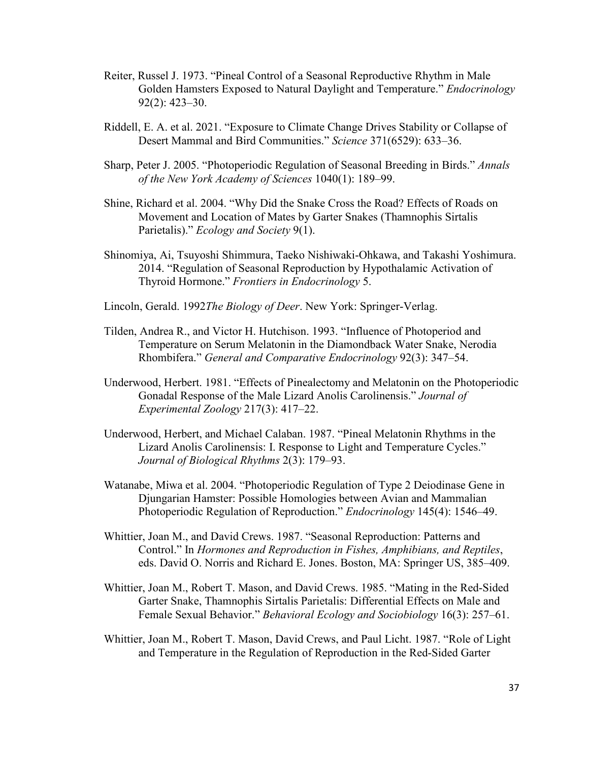Reiter, Russel J. 1973. “Pineal Control of a Seasonal Reproductive Rhythm in Male Golden Hamsters Exposed to Natural Daylight and Temperature.” *Endocrinology* 92(2): 423–30.

Riddell, E. A. et al. 2021. “Exposure to Climate Change Drives Stability or Collapse of Desert Mammal and Bird Communities.” *Science* 371(6529): 633–36.

Sharp, Peter J. 2005. “Photoperiodic Regulation of Seasonal Breeding in Birds.” *Annals of the New York Academy of Sciences* 1040(1): 189–99.

Shine, Richard et al. 2004. “Why Did the Snake Cross the Road? Effects of Roads on Movement and Location of Mates by Garter Snakes (Thamnophis Sirtalis Parietalis).” *Ecology and Society* 9(1).

Shinomiya, Ai, Tsuyoshi Shimmura, Taeko Nishiwaki-Ohkawa, and Takashi Yoshimura. 2014. “Regulation of Seasonal Reproduction by Hypothalamic Activation of Thyroid Hormone.” *Frontiers in Endocrinology* 5.

Lincoln, Gerald. 1992*The Biology of Deer*. New York: Springer-Verlag.

Tilden, Andrea R., and Victor H. Hutchison. 1993. “Influence of Photoperiod and Temperature on Serum Melatonin in the Diamondback Water Snake, Nerodia Rhombifera.” *General and Comparative Endocrinology* 92(3): 347–54.

Underwood, Herbert. 1981. “Effects of Pinealectomy and Melatonin on the Photoperiodic Gonadal Response of the Male Lizard Anolis Carolinensis.” *Journal of Experimental Zoology* 217(3): 417–22.

Underwood, Herbert, and Michael Calaban. 1987. “Pineal Melatonin Rhythms in the Lizard Anolis Carolinensis: I. Response to Light and Temperature Cycles.” *Journal of Biological Rhythms* 2(3): 179–93.

Watanabe, Miwa et al. 2004. “Photoperiodic Regulation of Type 2 Deiodinase Gene in Djungarian Hamster: Possible Homologies between Avian and Mammalian Photoperiodic Regulation of Reproduction.” *Endocrinology* 145(4): 1546–49.

Whittier, Joan M., and David Crews. 1987. “Seasonal Reproduction: Patterns and Control.” In *Hormones and Reproduction in Fishes, Amphibians, and Reptiles*, eds. David O. Norris and Richard E. Jones. Boston, MA: Springer US, 385–409.

Whittier, Joan M., Robert T. Mason, and David Crews. 1985. “Mating in the Red-Sided Garter Snake, Thamnophis Sirtalis Parietalis: Differential Effects on Male and Female Sexual Behavior.” *Behavioral Ecology and Sociobiology* 16(3): 257–61.

Whittier, Joan M., Robert T. Mason, David Crews, and Paul Licht. 1987. “Role of Light and Temperature in the Regulation of Reproduction in the Red-Sided Garter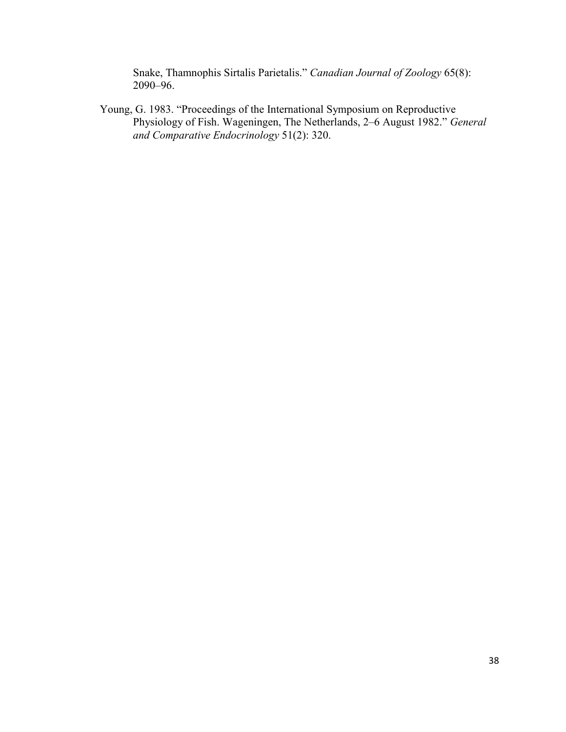Snake, Thamnophis Sirtalis Parietalis." *Canadian Journal of Zoology* 65(8): 2090–96.

Young, G. 1983. "Proceedings of the International Symposium on Reproductive Physiology of Fish. Wageningen, The Netherlands, 2–6 August 1982." *General and Comparative Endocrinology* 51(2): 320.